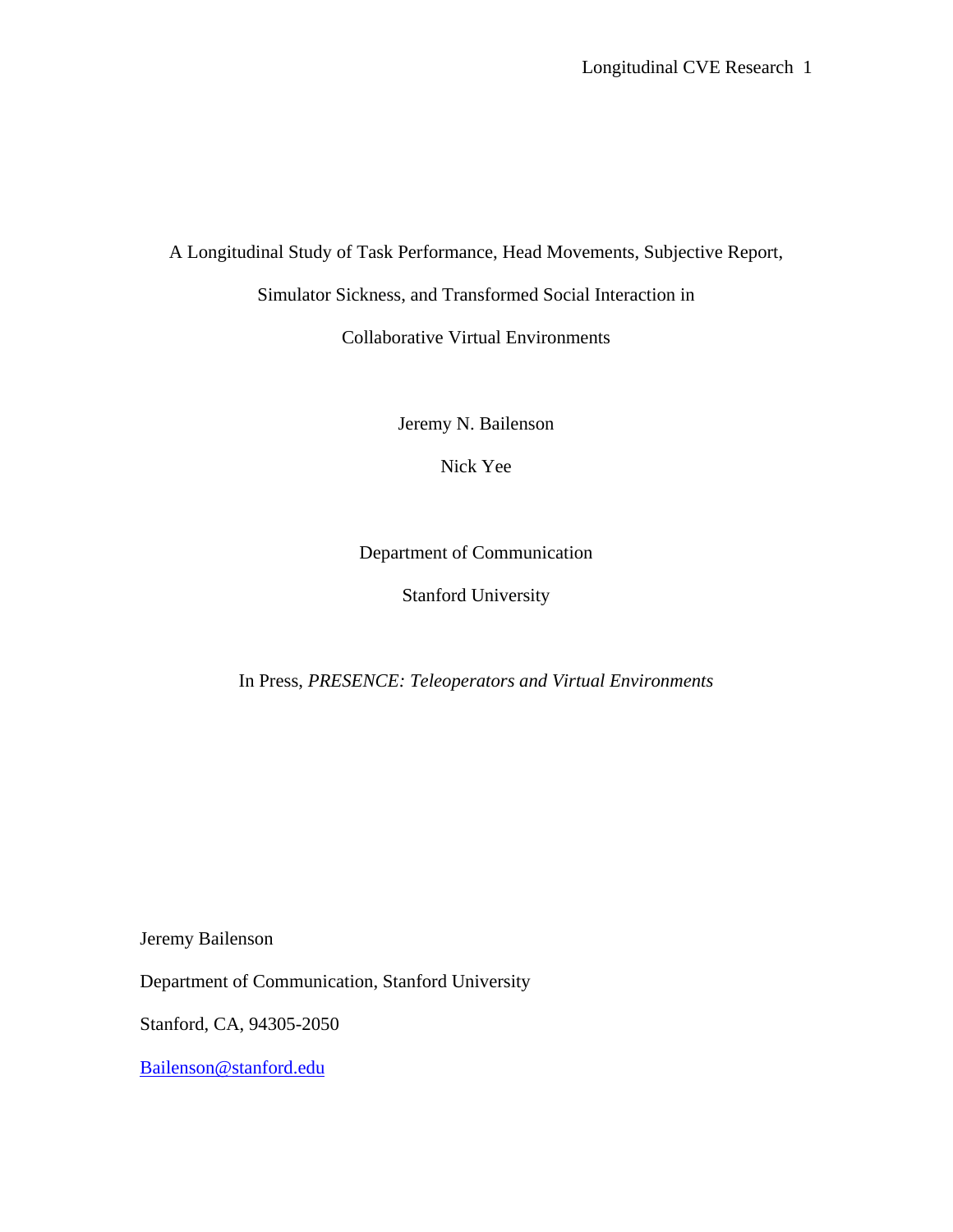# A Longitudinal Study of Task Performance, Head Movements, Subjective Report, Simulator Sickness, and Transformed Social Interaction in Collaborative Virtual Environments

Jeremy N. Bailenson

Nick Yee

Department of Communication

Stanford University

In Press, *PRESENCE: Teleoperators and Virtual Environments*

Jeremy Bailenson

Department of Communication, Stanford University

Stanford, CA, 94305-2050

Bailenson@stanford.edu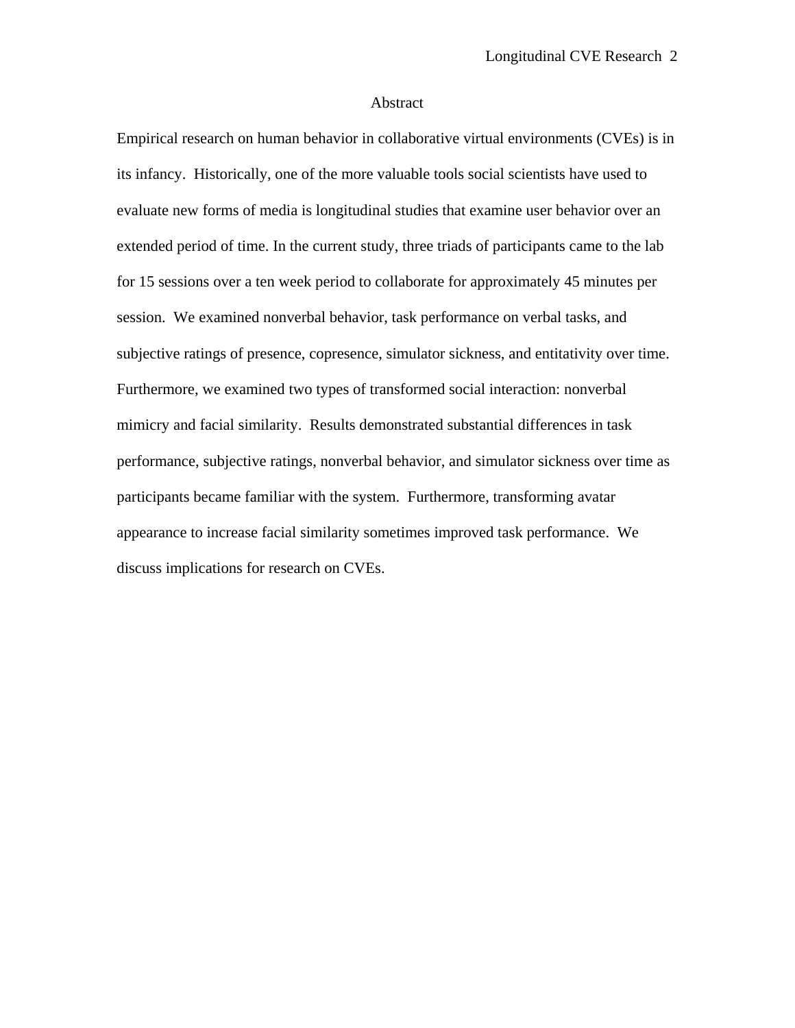# Abstract

Empirical research on human behavior in collaborative virtual environments (CVEs) is in its infancy. Historically, one of the more valuable tools social scientists have used to evaluate new forms of media is longitudinal studies that examine user behavior over an extended period of time. In the current study, three triads of participants came to the lab for 15 sessions over a ten week period to collaborate for approximately 45 minutes per session. We examined nonverbal behavior, task performance on verbal tasks, and subjective ratings of presence, copresence, simulator sickness, and entitativity over time. Furthermore, we examined two types of transformed social interaction: nonverbal mimicry and facial similarity. Results demonstrated substantial differences in task performance, subjective ratings, nonverbal behavior, and simulator sickness over time as participants became familiar with the system. Furthermore, transforming avatar appearance to increase facial similarity sometimes improved task performance. We discuss implications for research on CVEs.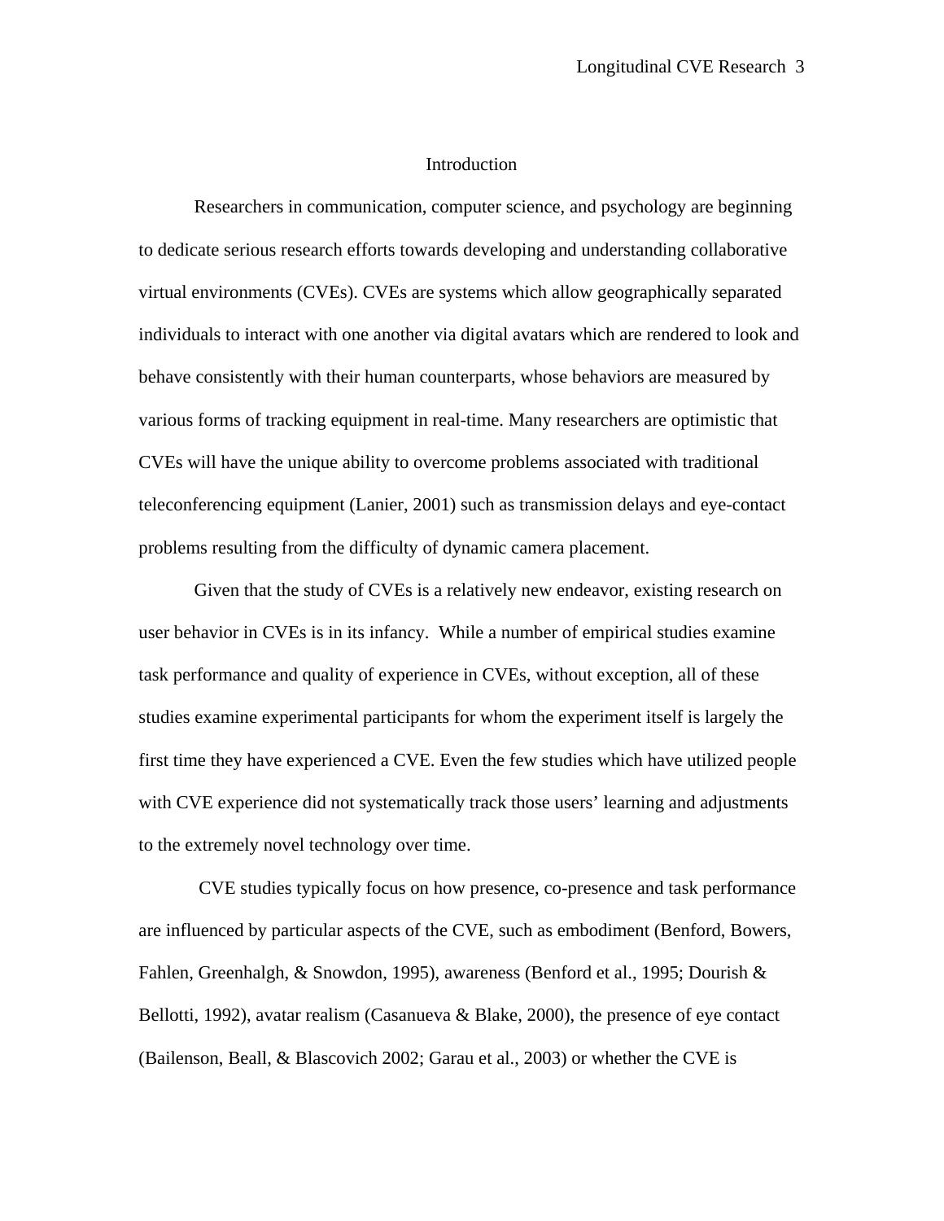# Introduction

Researchers in communication, computer science, and psychology are beginning to dedicate serious research efforts towards developing and understanding collaborative virtual environments (CVEs). CVEs are systems which allow geographically separated individuals to interact with one another via digital avatars which are rendered to look and behave consistently with their human counterparts, whose behaviors are measured by various forms of tracking equipment in real-time. Many researchers are optimistic that CVEs will have the unique ability to overcome problems associated with traditional teleconferencing equipment (Lanier, 2001) such as transmission delays and eye-contact problems resulting from the difficulty of dynamic camera placement.

Given that the study of CVEs is a relatively new endeavor, existing research on user behavior in CVEs is in its infancy. While a number of empirical studies examine task performance and quality of experience in CVEs, without exception, all of these studies examine experimental participants for whom the experiment itself is largely the first time they have experienced a CVE. Even the few studies which have utilized people with CVE experience did not systematically track those users' learning and adjustments to the extremely novel technology over time.

CVE studies typically focus on how presence, co-presence and task performance are influenced by particular aspects of the CVE, such as embodiment (Benford, Bowers, Fahlen, Greenhalgh, & Snowdon, 1995), awareness (Benford et al., 1995; Dourish & Bellotti, 1992), avatar realism (Casanueva & Blake, 2000), the presence of eye contact (Bailenson, Beall, & Blascovich 2002; Garau et al., 2003) or whether the CVE is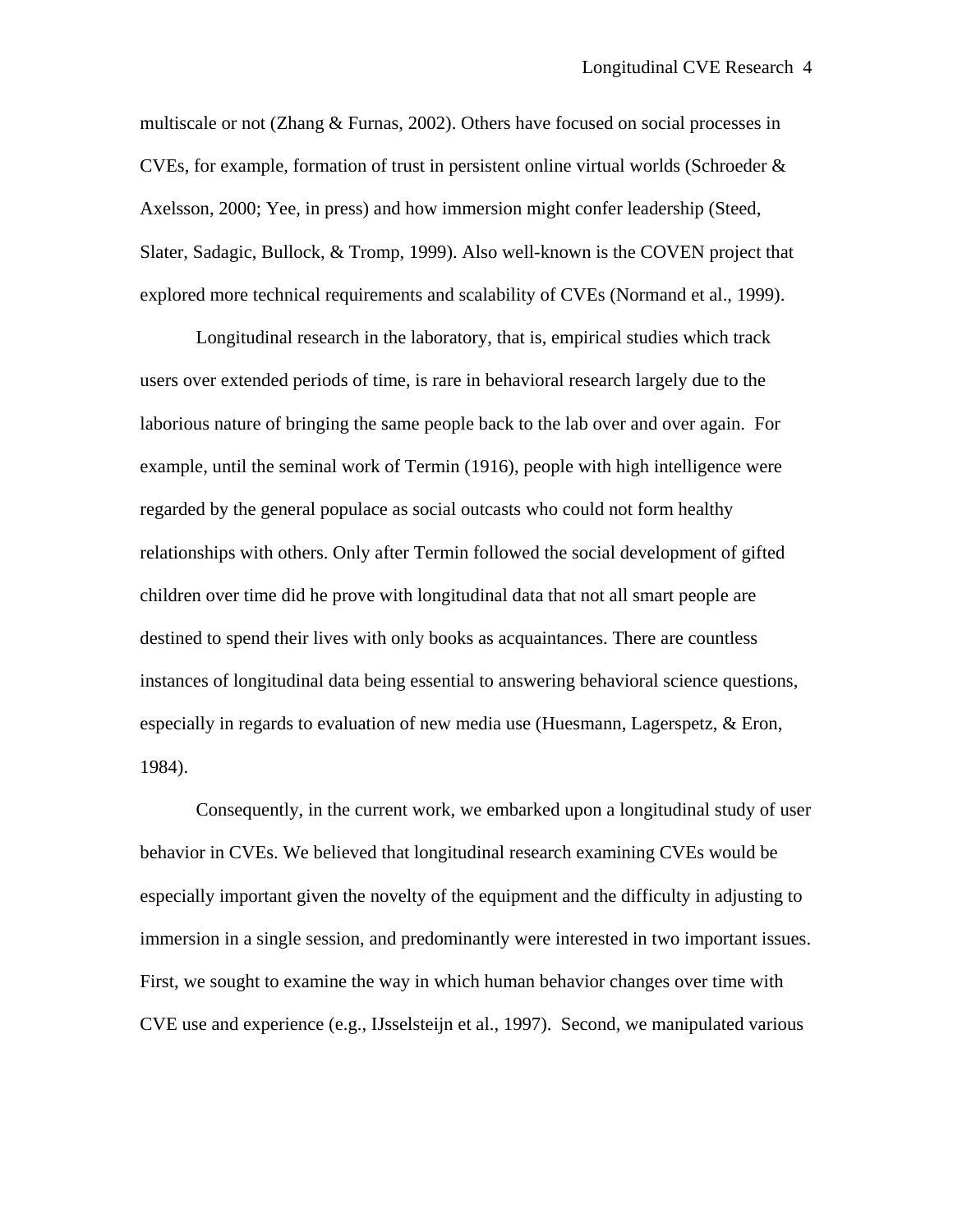multiscale or not (Zhang & Furnas, 2002). Others have focused on social processes in CVEs, for example, formation of trust in persistent online virtual worlds (Schroeder & Axelsson, 2000; Yee, in press) and how immersion might confer leadership (Steed, Slater, Sadagic, Bullock, & Tromp, 1999). Also well-known is the COVEN project that explored more technical requirements and scalability of CVEs (Normand et al., 1999).

Longitudinal research in the laboratory, that is, empirical studies which track users over extended periods of time, is rare in behavioral research largely due to the laborious nature of bringing the same people back to the lab over and over again. For example, until the seminal work of Termin (1916), people with high intelligence were regarded by the general populace as social outcasts who could not form healthy relationships with others. Only after Termin followed the social development of gifted children over time did he prove with longitudinal data that not all smart people are destined to spend their lives with only books as acquaintances. There are countless instances of longitudinal data being essential to answering behavioral science questions, especially in regards to evaluation of new media use (Huesmann, Lagerspetz, & Eron, 1984).

Consequently, in the current work, we embarked upon a longitudinal study of user behavior in CVEs. We believed that longitudinal research examining CVEs would be especially important given the novelty of the equipment and the difficulty in adjusting to immersion in a single session, and predominantly were interested in two important issues. First, we sought to examine the way in which human behavior changes over time with CVE use and experience (e.g., IJsselsteijn et al., 1997). Second, we manipulated various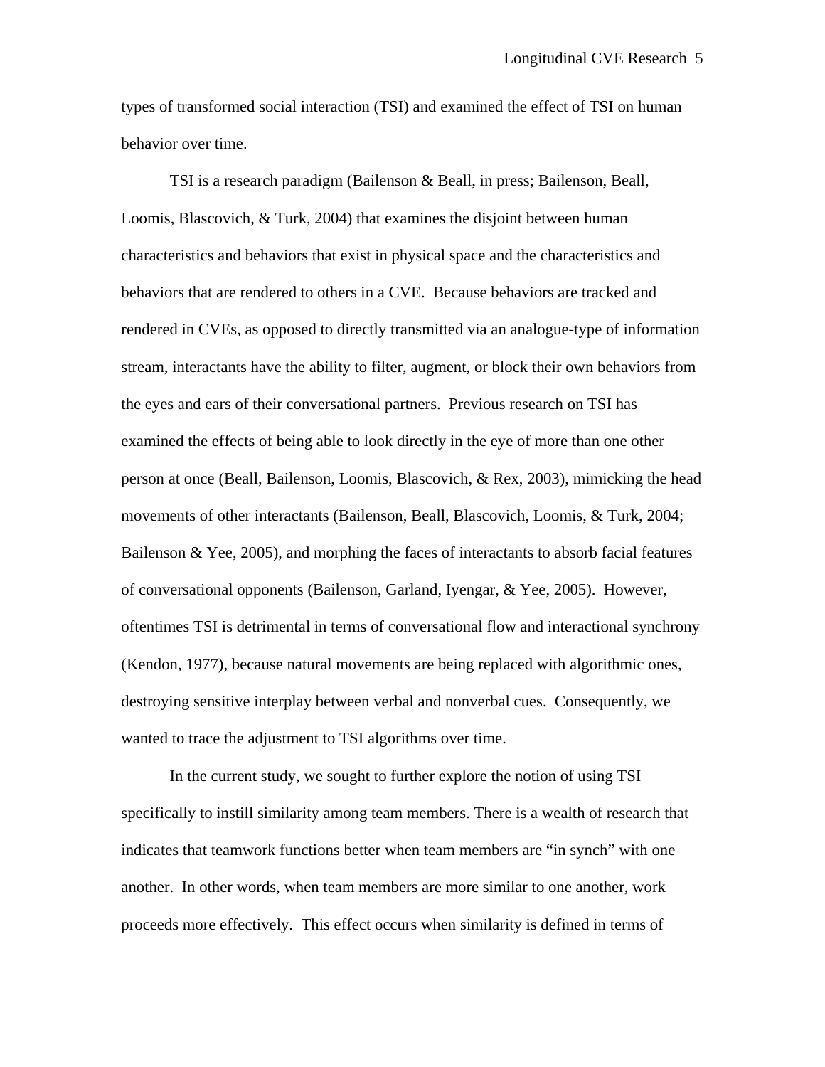types of transformed social interaction (TSI) and examined the effect of TSI on human behavior over time.

TSI is a research paradigm (Bailenson & Beall, in press; Bailenson, Beall, Loomis, Blascovich, & Turk, 2004) that examines the disjoint between human characteristics and behaviors that exist in physical space and the characteristics and behaviors that are rendered to others in a CVE. Because behaviors are tracked and rendered in CVEs, as opposed to directly transmitted via an analogue-type of information stream, interactants have the ability to filter, augment, or block their own behaviors from the eyes and ears of their conversational partners. Previous research on TSI has examined the effects of being able to look directly in the eye of more than one other person at once (Beall, Bailenson, Loomis, Blascovich, & Rex, 2003), mimicking the head movements of other interactants (Bailenson, Beall, Blascovich, Loomis, & Turk, 2004; Bailenson & Yee, 2005), and morphing the faces of interactants to absorb facial features of conversational opponents (Bailenson, Garland, Iyengar, & Yee, 2005). However, oftentimes TSI is detrimental in terms of conversational flow and interactional synchrony (Kendon, 1977), because natural movements are being replaced with algorithmic ones, destroying sensitive interplay between verbal and nonverbal cues. Consequently, we wanted to trace the adjustment to TSI algorithms over time.

In the current study, we sought to further explore the notion of using TSI specifically to instill similarity among team members. There is a wealth of research that indicates that teamwork functions better when team members are "in synch" with one another. In other words, when team members are more similar to one another, work proceeds more effectively. This effect occurs when similarity is defined in terms of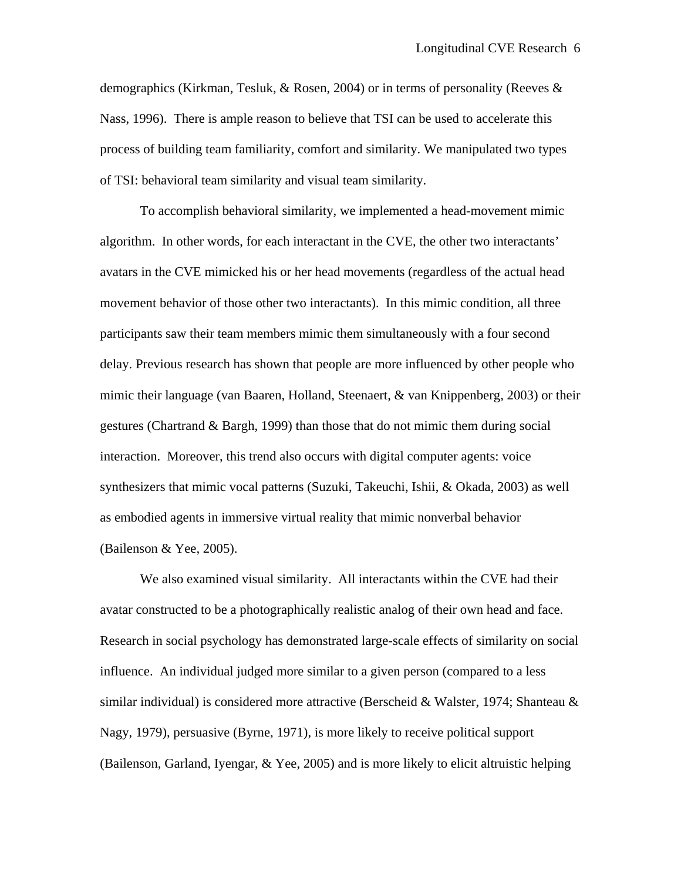demographics (Kirkman, Tesluk, & Rosen, 2004) or in terms of personality (Reeves & Nass, 1996). There is ample reason to believe that TSI can be used to accelerate this process of building team familiarity, comfort and similarity. We manipulated two types of TSI: behavioral team similarity and visual team similarity.

To accomplish behavioral similarity, we implemented a head-movement mimic algorithm. In other words, for each interactant in the CVE, the other two interactants' avatars in the CVE mimicked his or her head movements (regardless of the actual head movement behavior of those other two interactants). In this mimic condition, all three participants saw their team members mimic them simultaneously with a four second delay. Previous research has shown that people are more influenced by other people who mimic their language (van Baaren, Holland, Steenaert, & van Knippenberg, 2003) or their gestures (Chartrand & Bargh, 1999) than those that do not mimic them during social interaction. Moreover, this trend also occurs with digital computer agents: voice synthesizers that mimic vocal patterns (Suzuki, Takeuchi, Ishii, & Okada, 2003) as well as embodied agents in immersive virtual reality that mimic nonverbal behavior (Bailenson & Yee, 2005).

We also examined visual similarity. All interactants within the CVE had their avatar constructed to be a photographically realistic analog of their own head and face. Research in social psychology has demonstrated large-scale effects of similarity on social influence. An individual judged more similar to a given person (compared to a less similar individual) is considered more attractive (Berscheid & Walster, 1974; Shanteau & Nagy, 1979), persuasive (Byrne, 1971), is more likely to receive political support (Bailenson, Garland, Iyengar, & Yee, 2005) and is more likely to elicit altruistic helping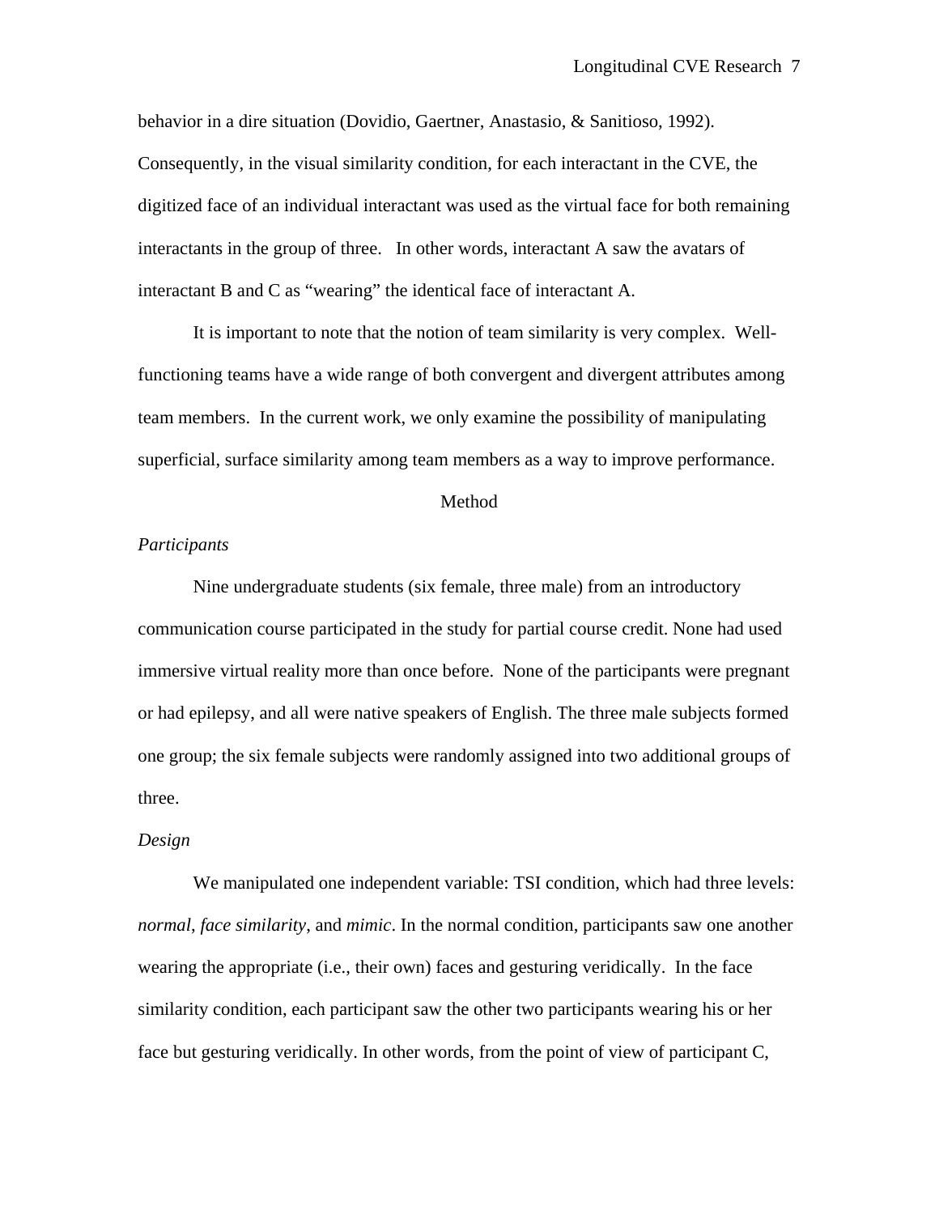behavior in a dire situation (Dovidio, Gaertner, Anastasio, & Sanitioso, 1992). Consequently, in the visual similarity condition, for each interactant in the CVE, the digitized face of an individual interactant was used as the virtual face for both remaining interactants in the group of three. In other words, interactant A saw the avatars of interactant B and C as "wearing" the identical face of interactant A.

It is important to note that the notion of team similarity is very complex. Well-functioning teams have a wide range of both convergent and divergent attributes among team members. In the current work, we only examine the possibility of manipulating superficial, surface similarity among team members as a way to improve performance.

## Method

### *Participants*

Nine undergraduate students (six female, three male) from an introductory communication course participated in the study for partial course credit. None had used immersive virtual reality more than once before. None of the participants were pregnant or had epilepsy, and all were native speakers of English. The three male subjects formed one group; the six female subjects were randomly assigned into two additional groups of three.

### *Design*

We manipulated one independent variable: TSI condition, which had three levels: *normal*, *face similarity*, and *mimic*. In the normal condition, participants saw one another wearing the appropriate (i.e., their own) faces and gesturing veridically. In the face similarity condition, each participant saw the other two participants wearing his or her face but gesturing veridically. In other words, from the point of view of participant C,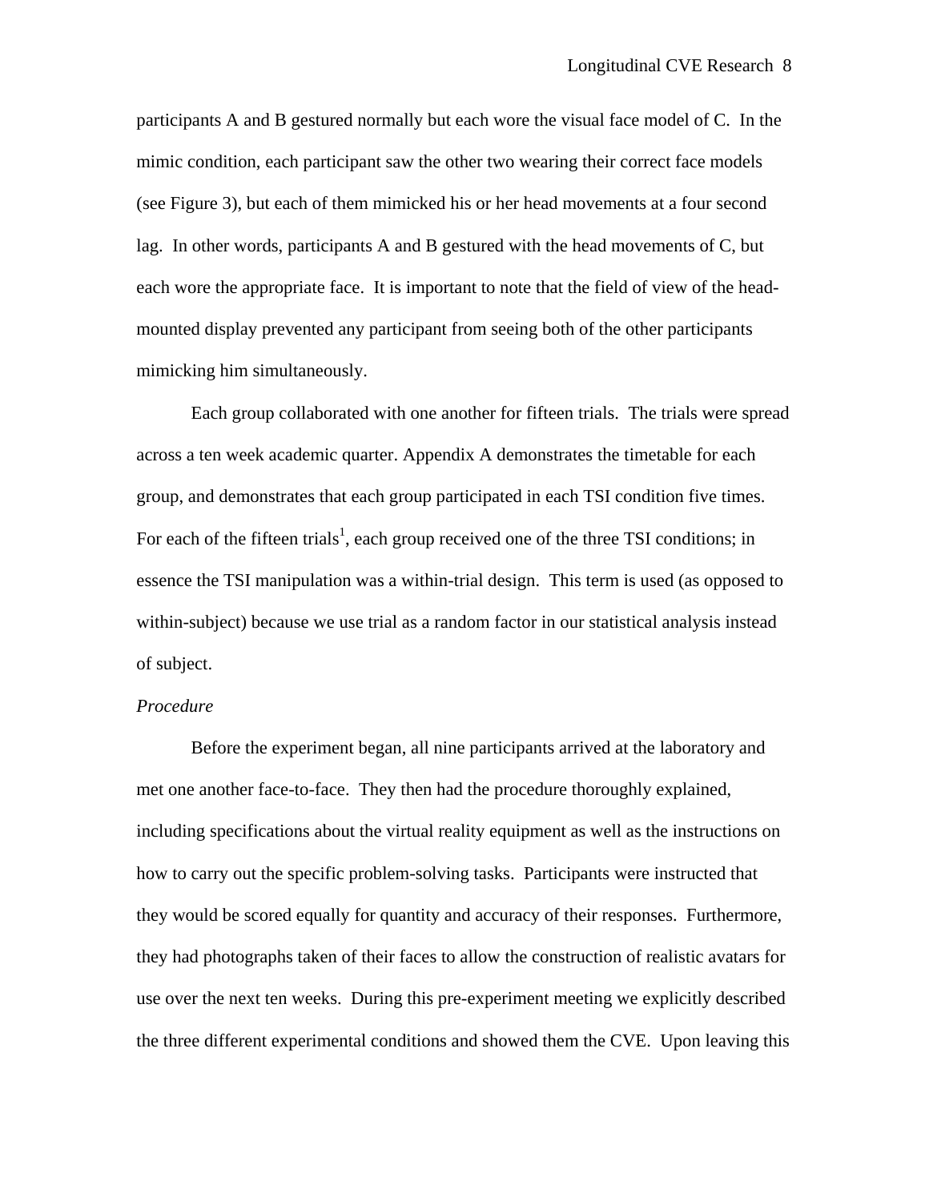participants A and B gestured normally but each wore the visual face model of C. In the mimic condition, each participant saw the other two wearing their correct face models (see Figure 3), but each of them mimicked his or her head movements at a four second lag. In other words, participants A and B gestured with the head movements of C, but each wore the appropriate face. It is important to note that the field of view of the head-mounted display prevented any participant from seeing both of the other participants mimicking him simultaneously.

Each group collaborated with one another for fifteen trials. The trials were spread across a ten week academic quarter. Appendix A demonstrates the timetable for each group, and demonstrates that each group participated in each TSI condition five times. For each of the fifteen trials[1], each group received one of the three TSI conditions; in essence the TSI manipulation was a within-trial design. This term is used (as opposed to within-subject) because we use trial as a random factor in our statistical analysis instead of subject.

*Procedure*

Before the experiment began, all nine participants arrived at the laboratory and met one another face-to-face. They then had the procedure thoroughly explained, including specifications about the virtual reality equipment as well as the instructions on how to carry out the specific problem-solving tasks. Participants were instructed that they would be scored equally for quantity and accuracy of their responses. Furthermore, they had photographs taken of their faces to allow the construction of realistic avatars for use over the next ten weeks. During this pre-experiment meeting we explicitly described the three different experimental conditions and showed them the CVE. Upon leaving this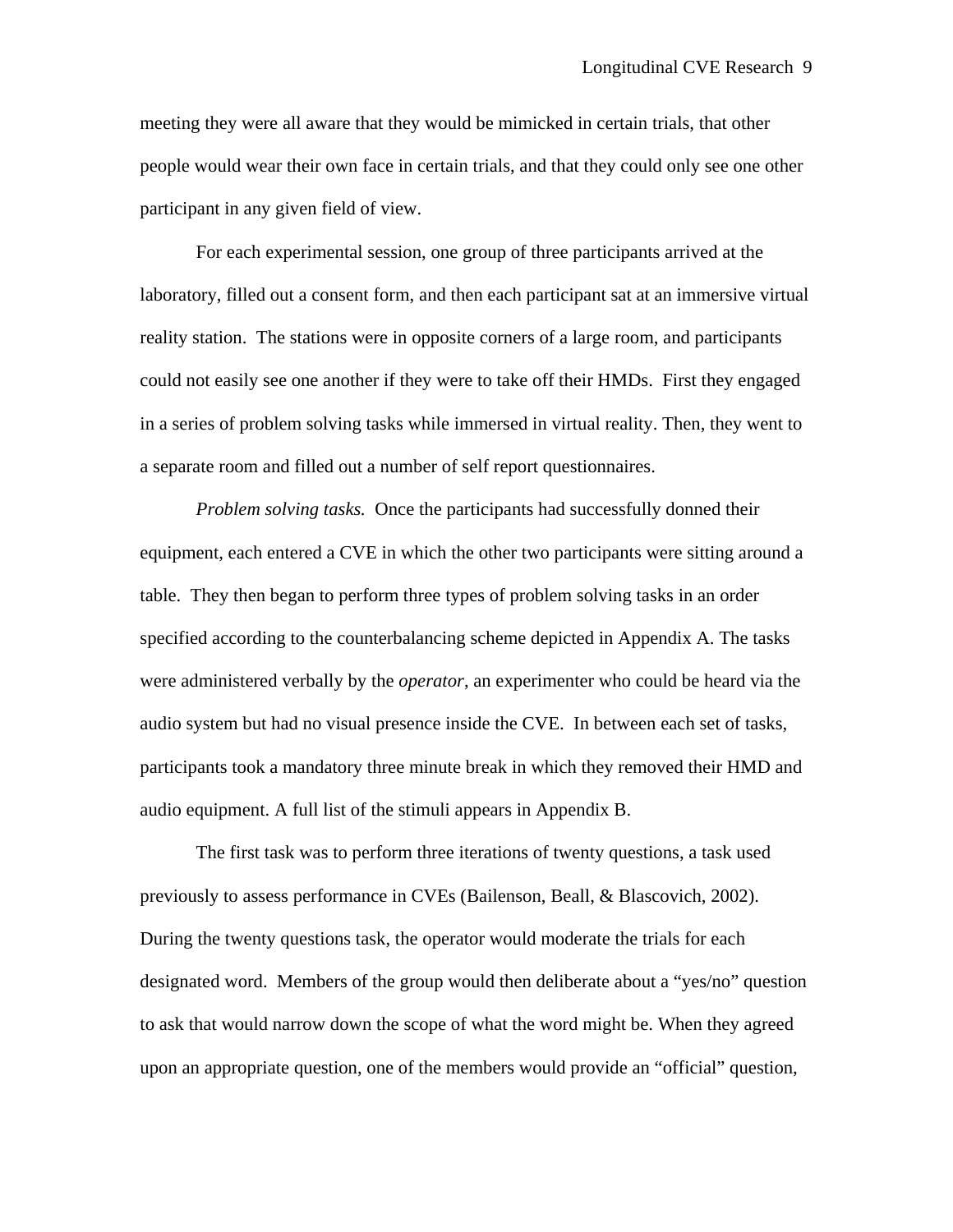meeting they were all aware that they would be mimicked in certain trials, that other people would wear their own face in certain trials, and that they could only see one other participant in any given field of view.

For each experimental session, one group of three participants arrived at the laboratory, filled out a consent form, and then each participant sat at an immersive virtual reality station. The stations were in opposite corners of a large room, and participants could not easily see one another if they were to take off their HMDs. First they engaged in a series of problem solving tasks while immersed in virtual reality. Then, they went to a separate room and filled out a number of self report questionnaires.

*Problem solving tasks.* Once the participants had successfully donned their equipment, each entered a CVE in which the other two participants were sitting around a table. They then began to perform three types of problem solving tasks in an order specified according to the counterbalancing scheme depicted in Appendix A. The tasks were administered verbally by the *operator*, an experimenter who could be heard via the audio system but had no visual presence inside the CVE. In between each set of tasks, participants took a mandatory three minute break in which they removed their HMD and audio equipment. A full list of the stimuli appears in Appendix B.

The first task was to perform three iterations of twenty questions, a task used previously to assess performance in CVEs (Bailenson, Beall, & Blascovich, 2002). During the twenty questions task, the operator would moderate the trials for each designated word. Members of the group would then deliberate about a "yes/no" question to ask that would narrow down the scope of what the word might be. When they agreed upon an appropriate question, one of the members would provide an "official" question,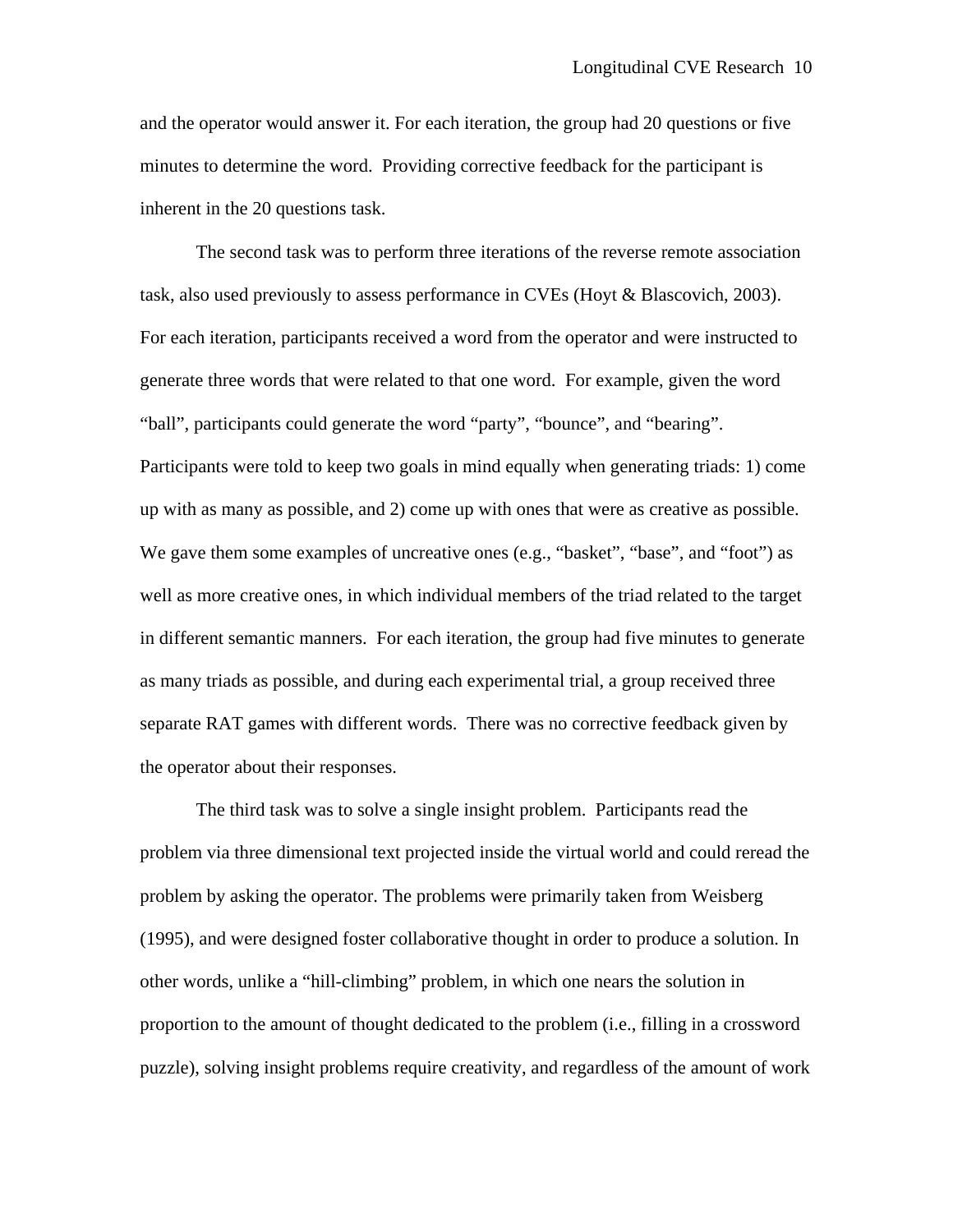and the operator would answer it. For each iteration, the group had 20 questions or five minutes to determine the word. Providing corrective feedback for the participant is inherent in the 20 questions task.

The second task was to perform three iterations of the reverse remote association task, also used previously to assess performance in CVEs (Hoyt & Blascovich, 2003). For each iteration, participants received a word from the operator and were instructed to generate three words that were related to that one word. For example, given the word "ball", participants could generate the word "party", "bounce", and "bearing". Participants were told to keep two goals in mind equally when generating triads: 1) come up with as many as possible, and 2) come up with ones that were as creative as possible. We gave them some examples of uncreative ones (e.g., "basket", "base", and "foot") as well as more creative ones, in which individual members of the triad related to the target in different semantic manners. For each iteration, the group had five minutes to generate as many triads as possible, and during each experimental trial, a group received three separate RAT games with different words. There was no corrective feedback given by the operator about their responses.

The third task was to solve a single insight problem. Participants read the problem via three dimensional text projected inside the virtual world and could reread the problem by asking the operator. The problems were primarily taken from Weisberg (1995), and were designed foster collaborative thought in order to produce a solution. In other words, unlike a "hill-climbing" problem, in which one nears the solution in proportion to the amount of thought dedicated to the problem (i.e., filling in a crossword puzzle), solving insight problems require creativity, and regardless of the amount of work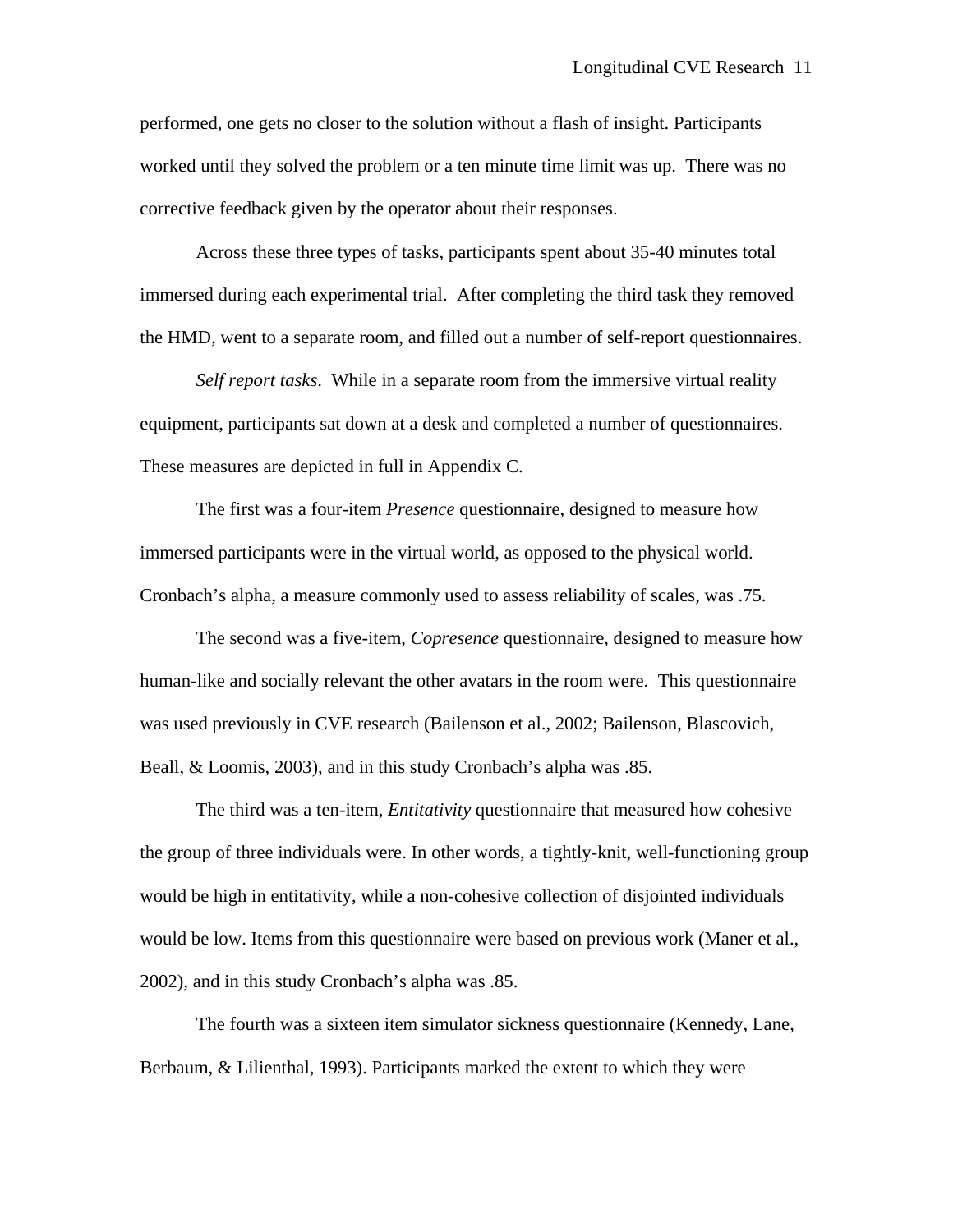performed, one gets no closer to the solution without a flash of insight. Participants worked until they solved the problem or a ten minute time limit was up. There was no corrective feedback given by the operator about their responses.

Across these three types of tasks, participants spent about 35-40 minutes total immersed during each experimental trial. After completing the third task they removed the HMD, went to a separate room, and filled out a number of self-report questionnaires.

*Self report tasks*. While in a separate room from the immersive virtual reality equipment, participants sat down at a desk and completed a number of questionnaires. These measures are depicted in full in Appendix C.

The first was a four-item *Presence* questionnaire, designed to measure how immersed participants were in the virtual world, as opposed to the physical world. Cronbach's alpha, a measure commonly used to assess reliability of scales, was .75.

The second was a five-item, *Copresence* questionnaire, designed to measure how human-like and socially relevant the other avatars in the room were. This questionnaire was used previously in CVE research (Bailenson et al., 2002; Bailenson, Blascovich, Beall, & Loomis, 2003), and in this study Cronbach's alpha was .85.

The third was a ten-item, *Entitativity* questionnaire that measured how cohesive the group of three individuals were. In other words, a tightly-knit, well-functioning group would be high in entitativity, while a non-cohesive collection of disjointed individuals would be low. Items from this questionnaire were based on previous work (Maner et al., 2002), and in this study Cronbach's alpha was .85.

The fourth was a sixteen item simulator sickness questionnaire (Kennedy, Lane, Berbaum, & Lilienthal, 1993). Participants marked the extent to which they were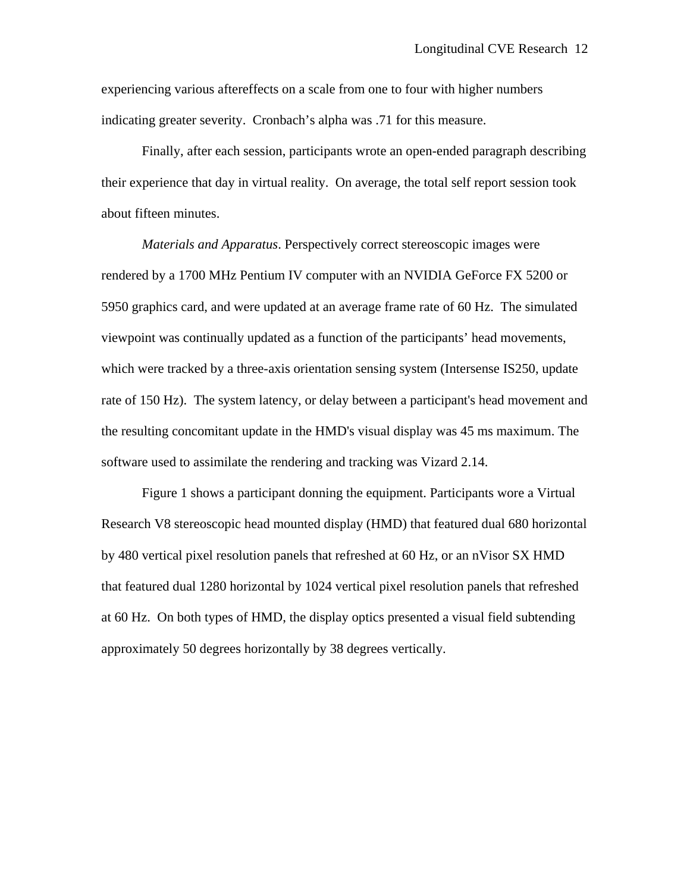experiencing various aftereffects on a scale from one to four with higher numbers indicating greater severity. Cronbach's alpha was .71 for this measure.

Finally, after each session, participants wrote an open-ended paragraph describing their experience that day in virtual reality. On average, the total self report session took about fifteen minutes.

*Materials and Apparatus*. Perspectively correct stereoscopic images were rendered by a 1700 MHz Pentium IV computer with an NVIDIA GeForce FX 5200 or 5950 graphics card, and were updated at an average frame rate of 60 Hz. The simulated viewpoint was continually updated as a function of the participants' head movements, which were tracked by a three-axis orientation sensing system (Intersense IS250, update rate of 150 Hz). The system latency, or delay between a participant's head movement and the resulting concomitant update in the HMD's visual display was 45 ms maximum. The software used to assimilate the rendering and tracking was Vizard 2.14.

Figure 1 shows a participant donning the equipment. Participants wore a Virtual Research V8 stereoscopic head mounted display (HMD) that featured dual 680 horizontal by 480 vertical pixel resolution panels that refreshed at 60 Hz, or an nVisor SX HMD that featured dual 1280 horizontal by 1024 vertical pixel resolution panels that refreshed at 60 Hz. On both types of HMD, the display optics presented a visual field subtending approximately 50 degrees horizontally by 38 degrees vertically.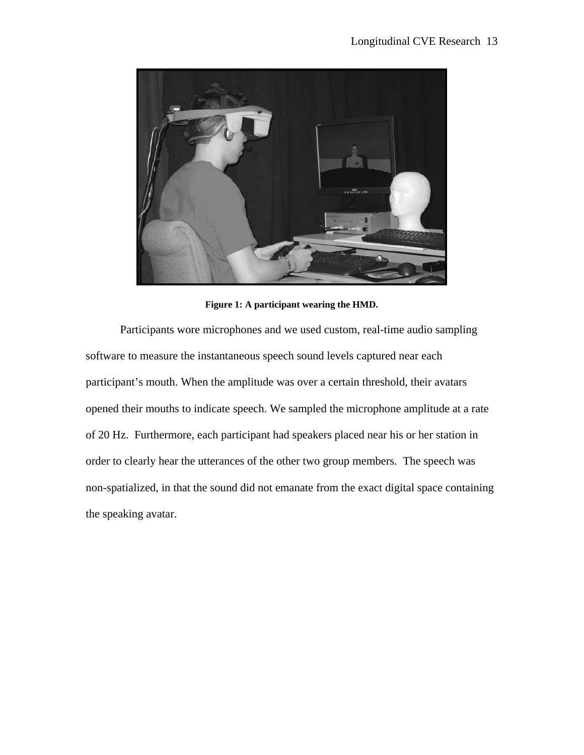**Figure 1: A participant wearing the HMD.**

Participants wore microphones and we used custom, real-time audio sampling software to measure the instantaneous speech sound levels captured near each participant's mouth. When the amplitude was over a certain threshold, their avatars opened their mouths to indicate speech. We sampled the microphone amplitude at a rate of 20 Hz. Furthermore, each participant had speakers placed near his or her station in order to clearly hear the utterances of the other two group members. The speech was non-spatialized, in that the sound did not emanate from the exact digital space containing the speaking avatar.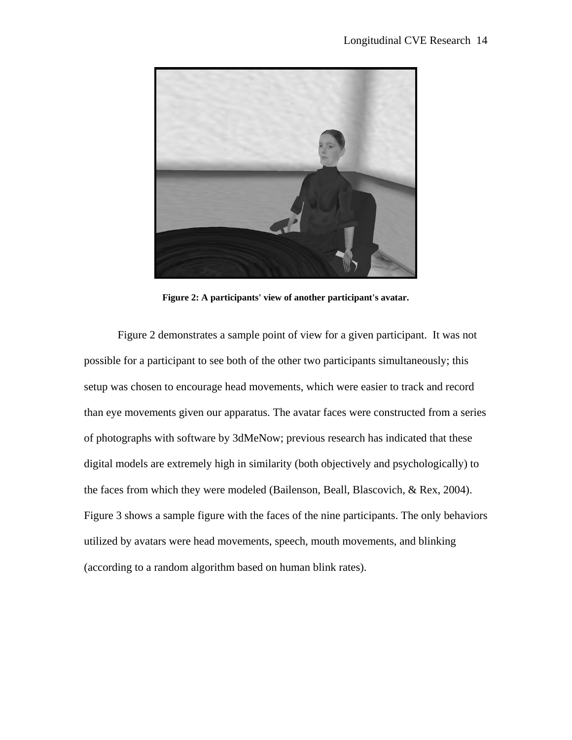**Figure 2: A participants' view of another participant's avatar.**

Figure 2 demonstrates a sample point of view for a given participant. It was not possible for a participant to see both of the other two participants simultaneously; this setup was chosen to encourage head movements, which were easier to track and record than eye movements given our apparatus. The avatar faces were constructed from a series of photographs with software by 3dMeNow; previous research has indicated that these digital models are extremely high in similarity (both objectively and psychologically) to the faces from which they were modeled (Bailenson, Beall, Blascovich, & Rex, 2004). Figure 3 shows a sample figure with the faces of the nine participants. The only behaviors utilized by avatars were head movements, speech, mouth movements, and blinking (according to a random algorithm based on human blink rates).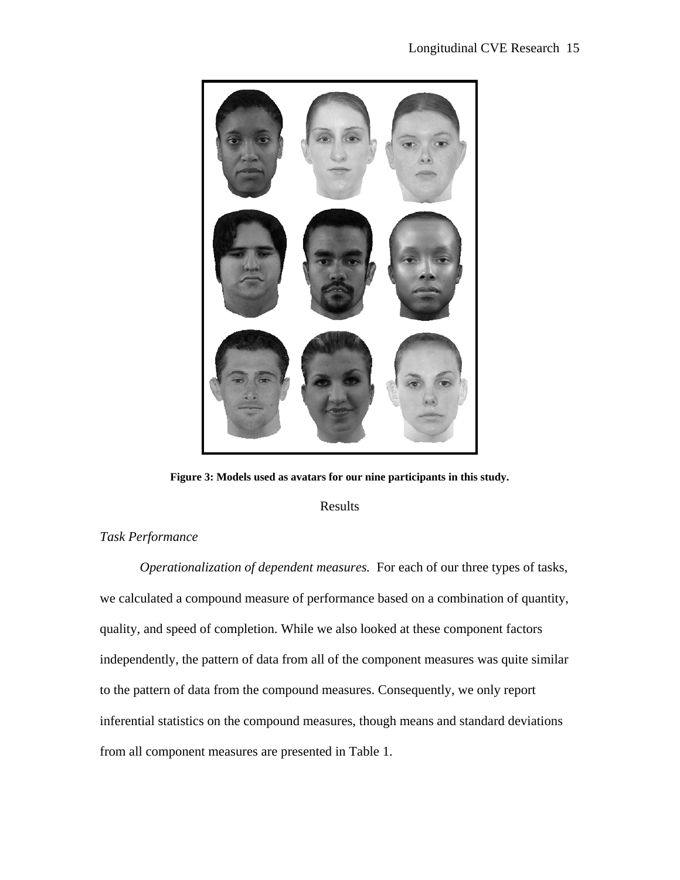**Figure 3: Models used as avatars for our nine participants in this study.**

## Results

### *Task Performance*

*Operationalization of dependent measures.* For each of our three types of tasks, we calculated a compound measure of performance based on a combination of quantity, quality, and speed of completion. While we also looked at these component factors independently, the pattern of data from all of the component measures was quite similar to the pattern of data from the compound measures. Consequently, we only report inferential statistics on the compound measures, though means and standard deviations from all component measures are presented in Table 1.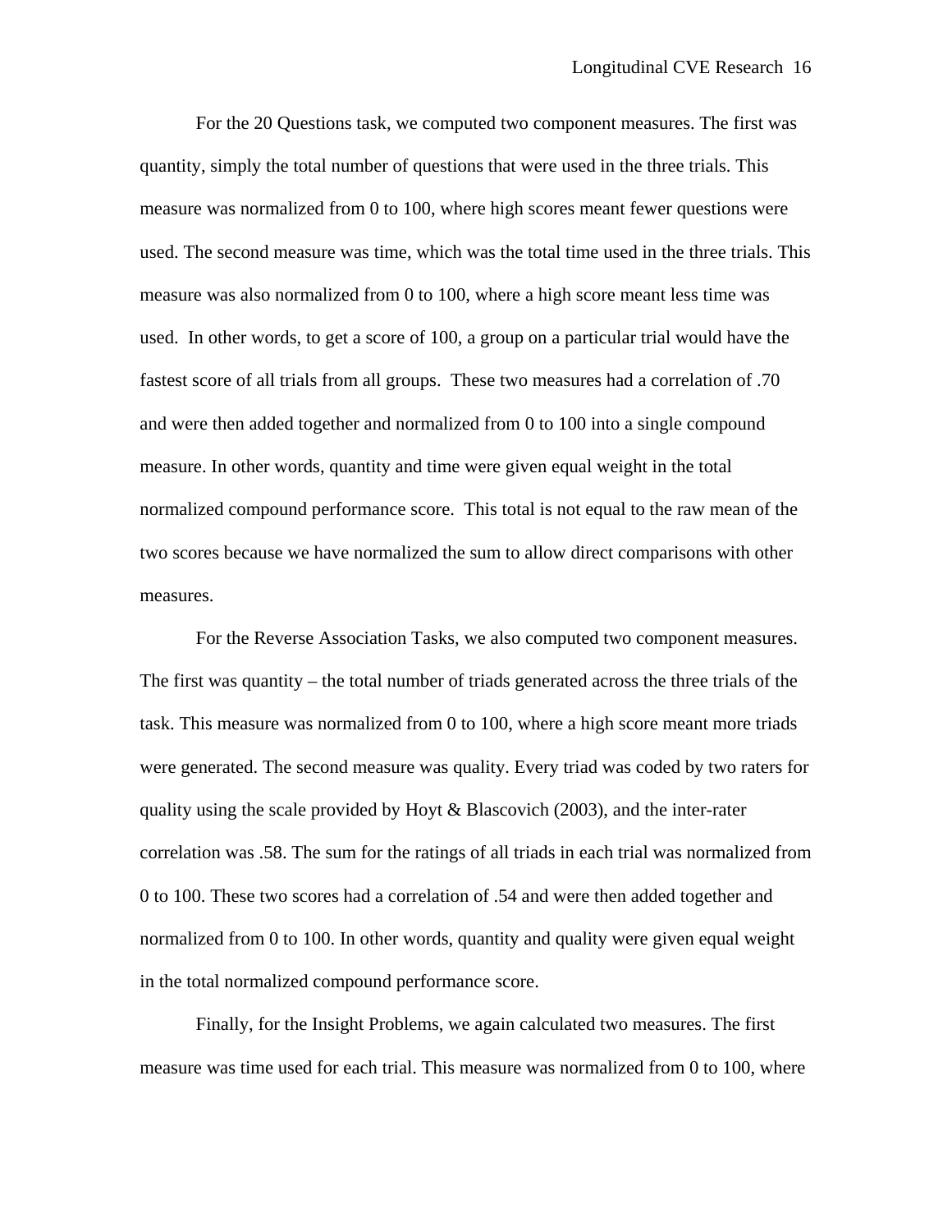For the 20 Questions task, we computed two component measures. The first was quantity, simply the total number of questions that were used in the three trials. This measure was normalized from 0 to 100, where high scores meant fewer questions were used. The second measure was time, which was the total time used in the three trials. This measure was also normalized from 0 to 100, where a high score meant less time was used. In other words, to get a score of 100, a group on a particular trial would have the fastest score of all trials from all groups. These two measures had a correlation of .70 and were then added together and normalized from 0 to 100 into a single compound measure. In other words, quantity and time were given equal weight in the total normalized compound performance score. This total is not equal to the raw mean of the two scores because we have normalized the sum to allow direct comparisons with other measures.

For the Reverse Association Tasks, we also computed two component measures. The first was quantity – the total number of triads generated across the three trials of the task. This measure was normalized from 0 to 100, where a high score meant more triads were generated. The second measure was quality. Every triad was coded by two raters for quality using the scale provided by Hoyt & Blascovich (2003), and the inter-rater correlation was .58. The sum for the ratings of all triads in each trial was normalized from 0 to 100. These two scores had a correlation of .54 and were then added together and normalized from 0 to 100. In other words, quantity and quality were given equal weight in the total normalized compound performance score.

Finally, for the Insight Problems, we again calculated two measures. The first measure was time used for each trial. This measure was normalized from 0 to 100, where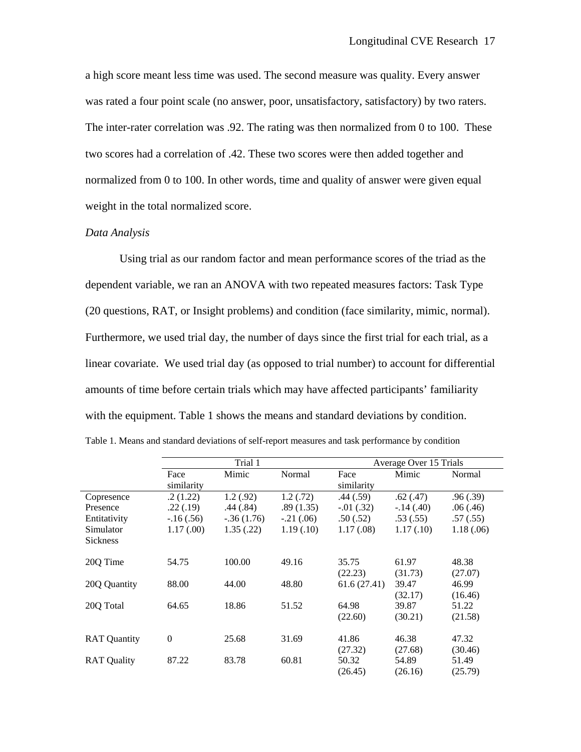a high score meant less time was used. The second measure was quality. Every answer was rated a four point scale (no answer, poor, unsatisfactory, satisfactory) by two raters. The inter-rater correlation was .92. The rating was then normalized from 0 to 100. These two scores had a correlation of .42. These two scores were then added together and normalized from 0 to 100. In other words, time and quality of answer were given equal weight in the total normalized score.

*Data Analysis*

Using trial as our random factor and mean performance scores of the triad as the dependent variable, we ran an ANOVA with two repeated measures factors: Task Type (20 questions, RAT, or Insight problems) and condition (face similarity, mimic, normal). Furthermore, we used trial day, the number of days since the first trial for each trial, as a linear covariate. We used trial day (as opposed to trial number) to account for differential amounts of time before certain trials which may have affected participants' familiarity with the equipment. Table 1 shows the means and standard deviations by condition.

Table 1. Means and standard deviations of self-report measures and task performance by condition

| | Trial 1 | | | Average Over 15 Trials | | |
|---|---|---|---|---|---|---|
| | Face similarity | Mimic | Normal | Face similarity | Mimic | Normal |
| Copresence | .2 (1.22) | 1.2 (.92) | 1.2 (.72) | .44 (.59) | .62 (.47) | .96 (.39) |
| Presence | .22 (.19) | .44 (.84) | .89 (1.35) | -.01 (.32) | -.14 (.40) | .06 (.46) |
| Entitativity | -.16 (.56) | -.36 (1.76) | -.21 (.06) | .50 (.52) | .53 (.55) | .57 (.55) |
| Simulator Sickness | 1.17 (.00) | 1.35 (.22) | 1.19 (.10) | 1.17 (.08) | 1.17 (.10) | 1.18 (.06) |
| 20Q Time | 54.75 | 100.00 | 49.16 | 35.75 (22.23) | 61.97 (31.73) | 48.38 (27.07) |
| 20Q Quantity | 88.00 | 44.00 | 48.80 | 61.6 (27.41) | 39.47 (32.17) | 46.99 (16.46) |
| 20Q Total | 64.65 | 18.86 | 51.52 | 64.98 (22.60) | 39.87 (30.21) | 51.22 (21.58) |
| RAT Quantity | 0 | 25.68 | 31.69 | 41.86 (27.32) | 46.38 (27.68) | 47.32 (30.46) |
| RAT Quality | 87.22 | 83.78 | 60.81 | 50.32 (26.45) | 54.89 (26.16) | 51.49 (25.79) |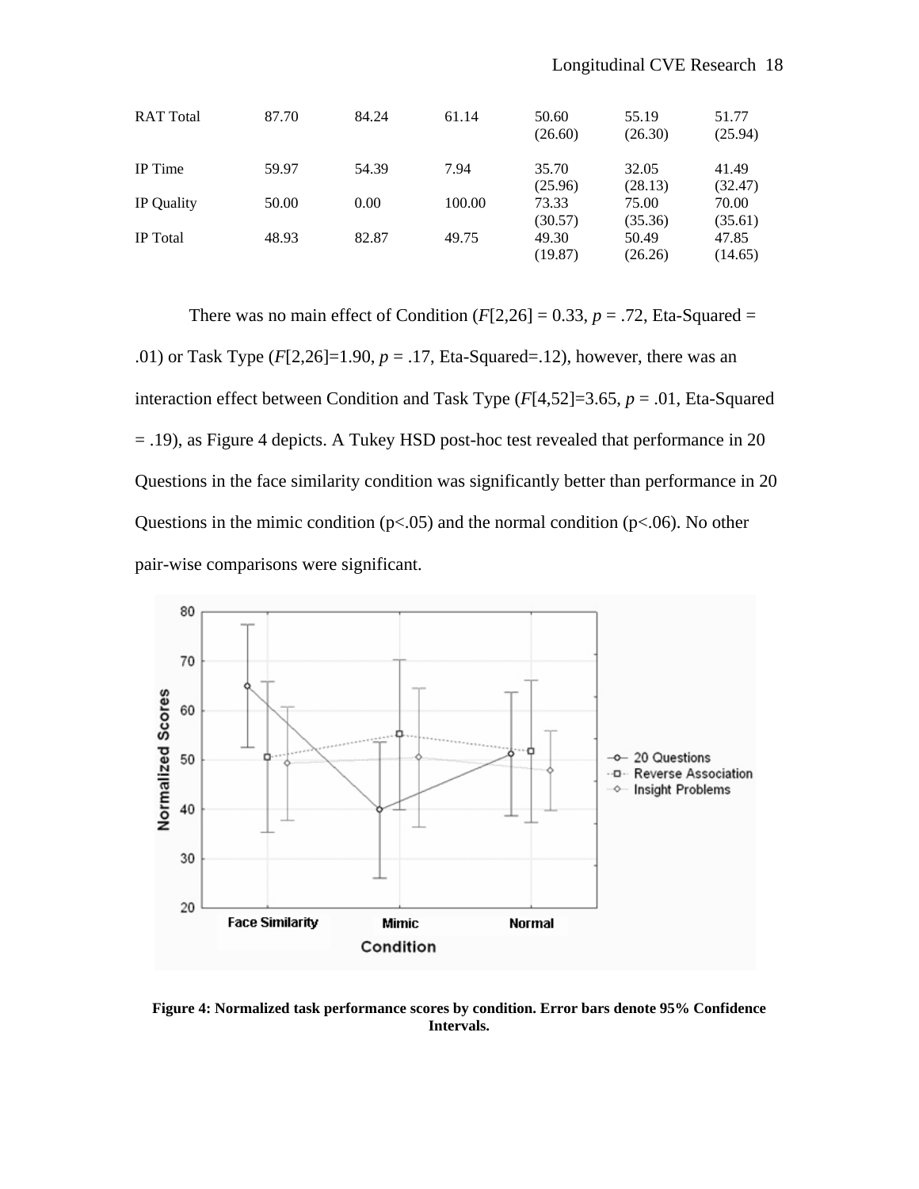| | | | | | | |
|---|---|---|---|---|---|---|
| RAT Total | 87.70 | 84.24 | 61.14 | 50.60 (26.60) | 55.19 (26.30) | 51.77 (25.94) |
| IP Time | 59.97 | 54.39 | 7.94 | 35.70 (25.96) | 32.05 (28.13) | 41.49 (32.47) |
| IP Quality | 50.00 | 0.00 | 100.00 | 73.33 (30.57) | 75.00 (35.36) | 70.00 (35.61) |
| IP Total | 48.93 | 82.87 | 49.75 | 49.30 (19.87) | 50.49 (26.26) | 47.85 (14.65) |

There was no main effect of Condition (*F*[2,26] = 0.33, *p* = .72, Eta-Squared = .01) or Task Type (*F*[2,26]=1.90, *p* = .17, Eta-Squared=.12), however, there was an interaction effect between Condition and Task Type (*F*[4,52]=3.65, *p* = .01, Eta-Squared = .19), as Figure 4 depicts. A Tukey HSD post-hoc test revealed that performance in 20 Questions in the face similarity condition was significantly better than performance in 20 Questions in the mimic condition ($p<.05$) and the normal condition ($p<.06$). No other pair-wise comparisons were significant.

**Figure 4: Normalized task performance scores by condition. Error bars denote 95% Confidence Intervals.**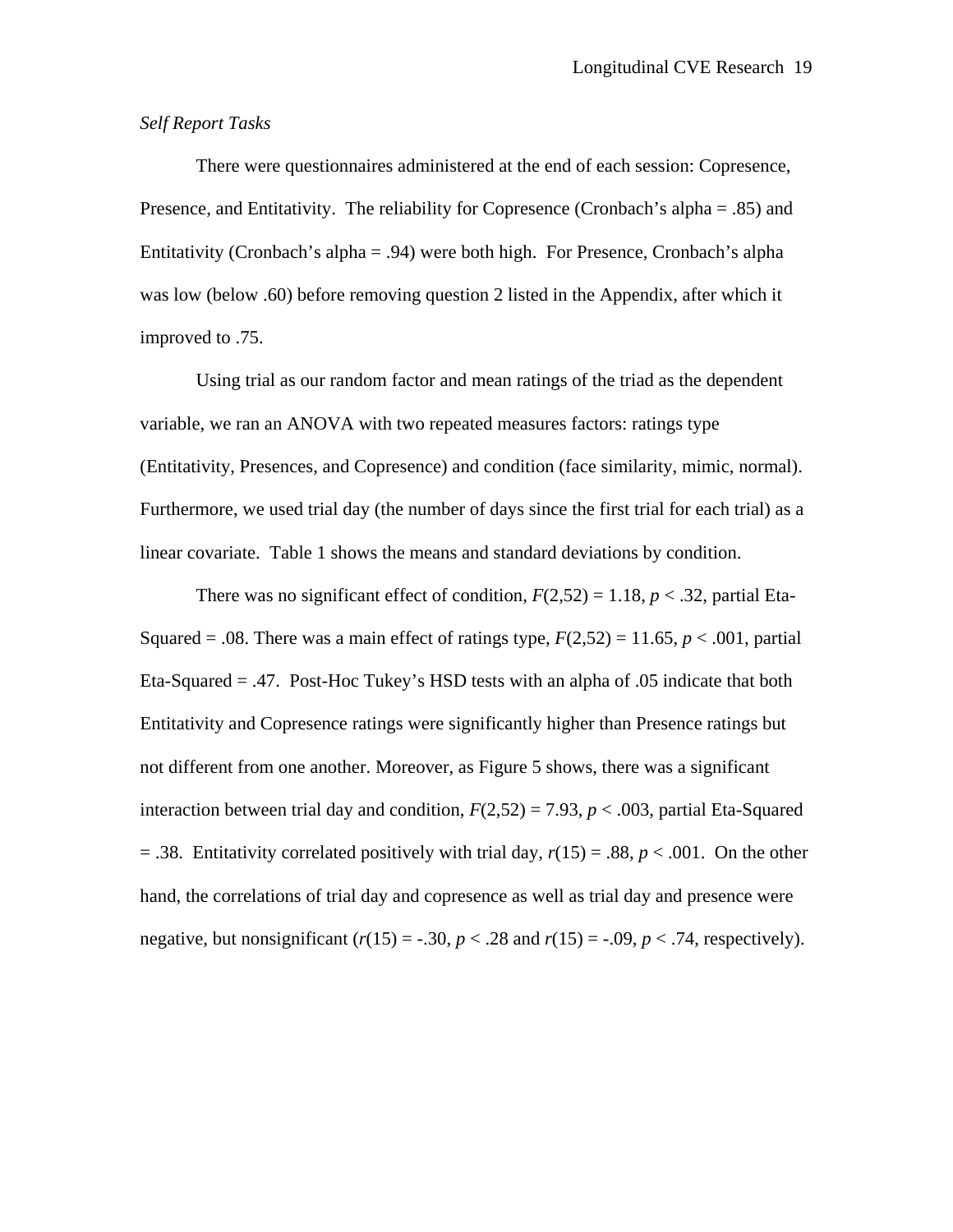*Self Report Tasks*

There were questionnaires administered at the end of each session: Copresence, Presence, and Entitativity. The reliability for Copresence (Cronbach's alpha = .85) and Entitativity (Cronbach's alpha = .94) were both high. For Presence, Cronbach's alpha was low (below .60) before removing question 2 listed in the Appendix, after which it improved to .75.

Using trial as our random factor and mean ratings of the triad as the dependent variable, we ran an ANOVA with two repeated measures factors: ratings type (Entitativity, Presences, and Copresence) and condition (face similarity, mimic, normal). Furthermore, we used trial day (the number of days since the first trial for each trial) as a linear covariate. Table 1 shows the means and standard deviations by condition.

There was no significant effect of condition, $F(2,52) = 1.18$, $p < .32$, partial Eta-Squared = .08. There was a main effect of ratings type, $F(2,52) = 11.65$, $p < .001$, partial Eta-Squared = .47. Post-Hoc Tukey's HSD tests with an alpha of .05 indicate that both Entitativity and Copresence ratings were significantly higher than Presence ratings but not different from one another. Moreover, as Figure 5 shows, there was a significant interaction between trial day and condition, $F(2,52) = 7.93$, $p < .003$, partial Eta-Squared = .38. Entitativity correlated positively with trial day, $r(15) = .88$, $p < .001$. On the other hand, the correlations of trial day and copresence as well as trial day and presence were negative, but nonsignificant ($r(15) = -.30$, $p < .28$ and $r(15) = -.09$, $p < .74$, respectively).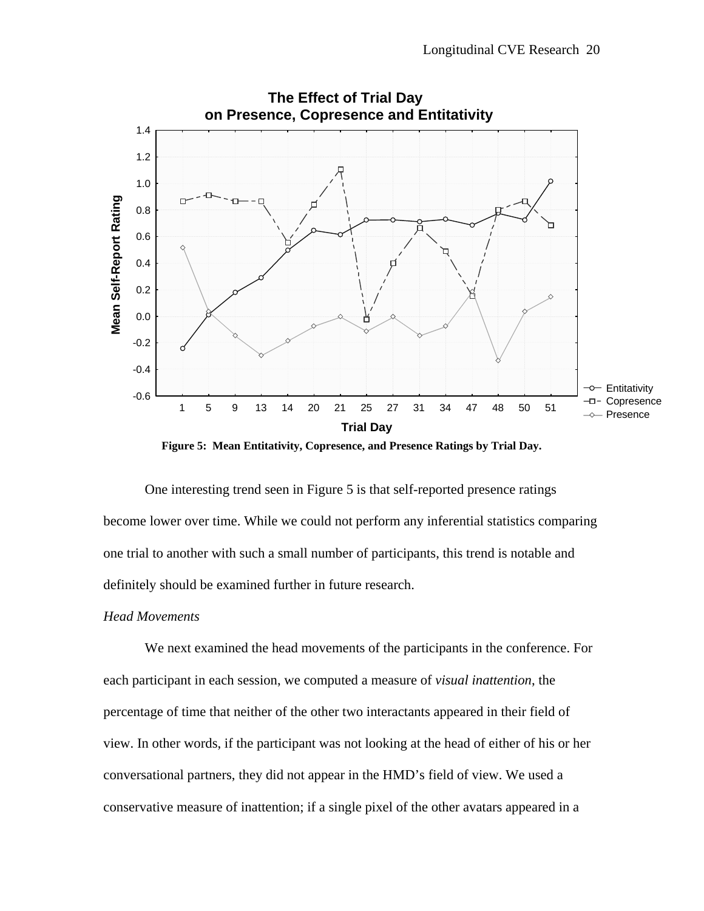**Figure 5: Mean Entitativity, Copresence, and Presence Ratings by Trial Day.**

One interesting trend seen in Figure 5 is that self-reported presence ratings become lower over time. While we could not perform any inferential statistics comparing one trial to another with such a small number of participants, this trend is notable and definitely should be examined further in future research.

*Head Movements*

We next examined the head movements of the participants in the conference. For each participant in each session, we computed a measure of *visual inattention*, the percentage of time that neither of the other two interactants appeared in their field of view. In other words, if the participant was not looking at the head of either of his or her conversational partners, they did not appear in the HMD's field of view. We used a conservative measure of inattention; if a single pixel of the other avatars appeared in a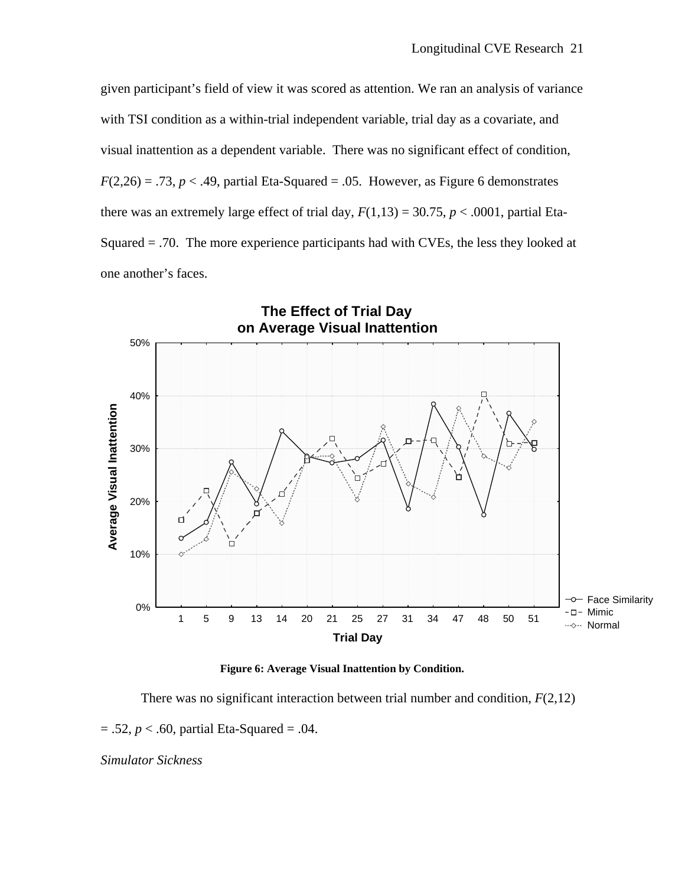given participant's field of view it was scored as attention. We ran an analysis of variance with TSI condition as a within-trial independent variable, trial day as a covariate, and visual inattention as a dependent variable. There was no significant effect of condition, $F(2,26) = .73$, $p < .49$, partial Eta-Squared = .05. However, as Figure 6 demonstrates there was an extremely large effect of trial day, $F(1,13) = 30.75$, $p < .0001$, partial Eta-Squared = .70. The more experience participants had with CVEs, the less they looked at one another's faces.

**Figure 6: Average Visual Inattention by Condition.**

There was no significant interaction between trial number and condition, $F(2,12) = .52$, $p < .60$, partial Eta-Squared = .04.

*Simulator Sickness*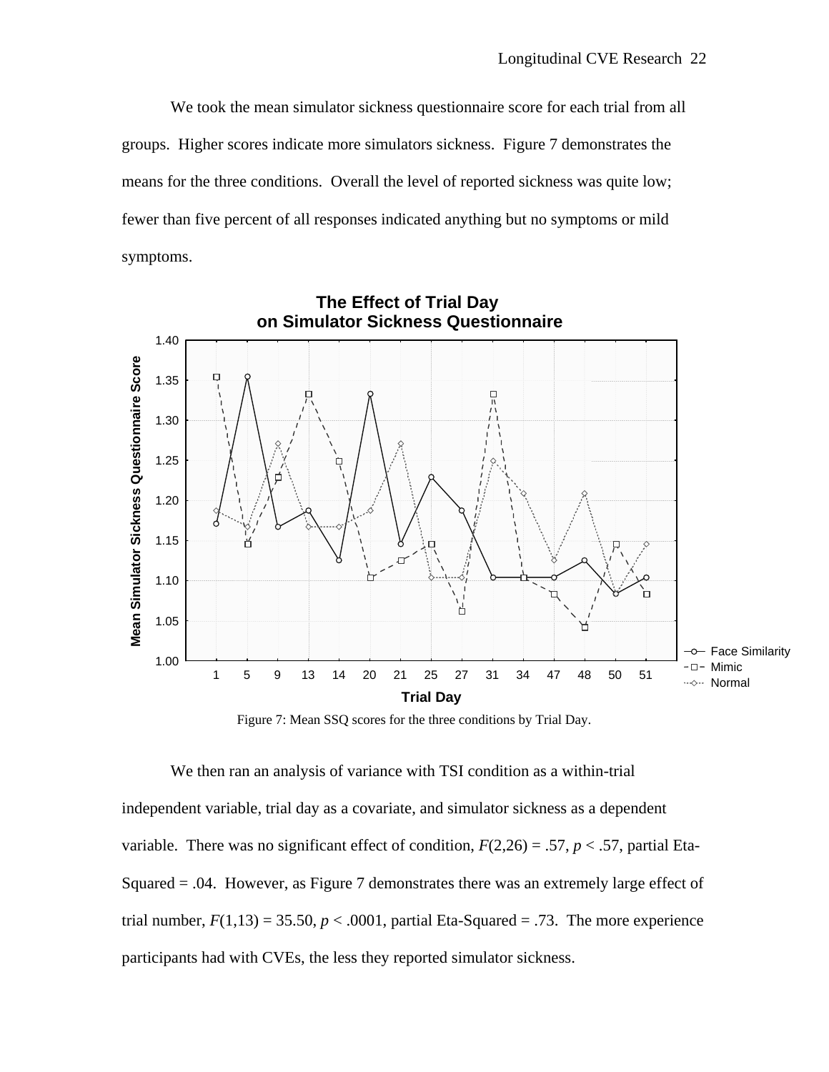We took the mean simulator sickness questionnaire score for each trial from all groups. Higher scores indicate more simulators sickness. Figure 7 demonstrates the means for the three conditions. Overall the level of reported sickness was quite low; fewer than five percent of all responses indicated anything but no symptoms or mild symptoms.

Figure 7: Mean SSQ scores for the three conditions by Trial Day.

We then ran an analysis of variance with TSI condition as a within-trial independent variable, trial day as a covariate, and simulator sickness as a dependent variable. There was no significant effect of condition, $F(2,26) = .57$, $p < .57$, partial Eta-Squared = .04. However, as Figure 7 demonstrates there was an extremely large effect of trial number, $F(1,13) = 35.50$, $p < .0001$, partial Eta-Squared = .73. The more experience participants had with CVEs, the less they reported simulator sickness.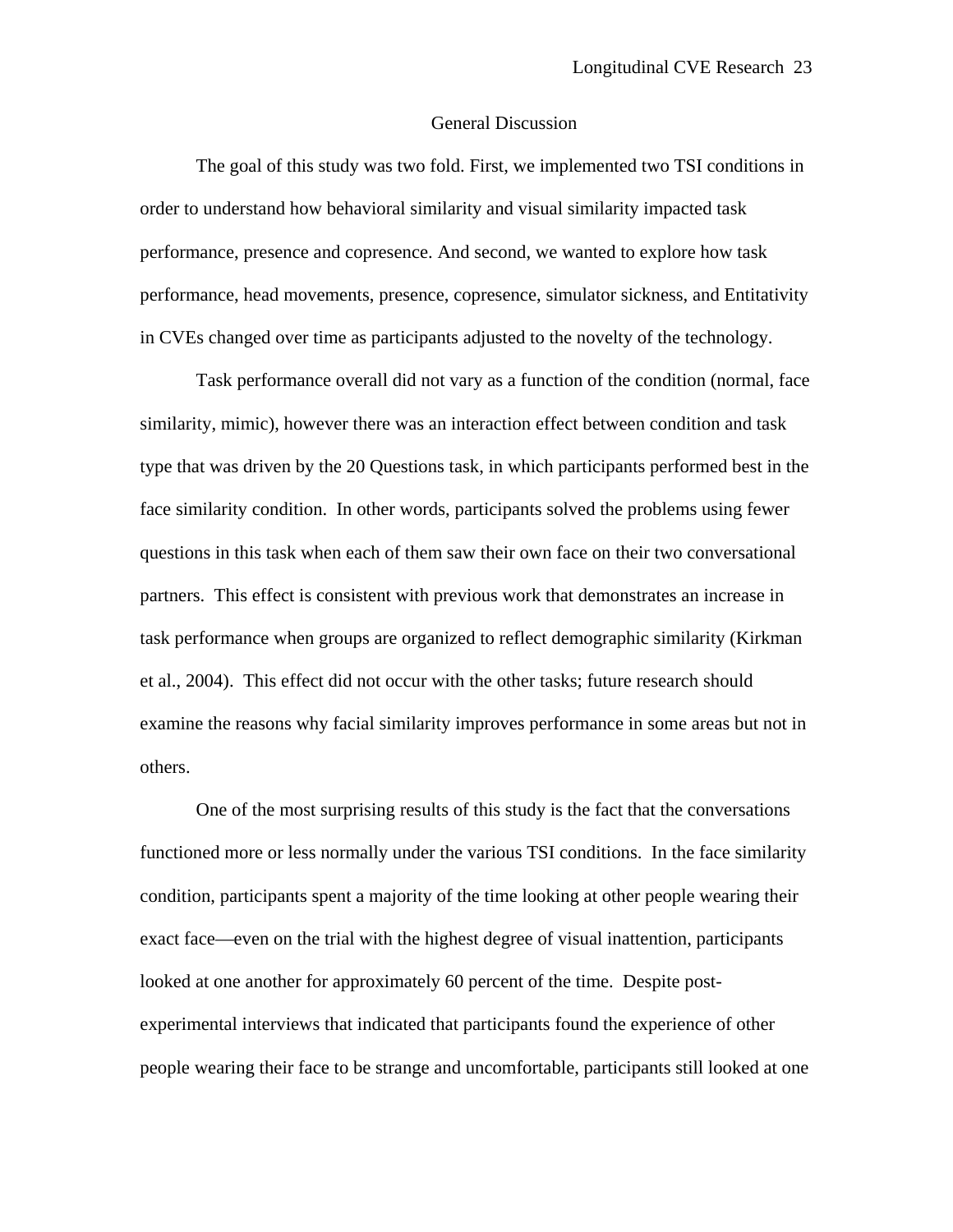## General Discussion

The goal of this study was two fold. First, we implemented two TSI conditions in order to understand how behavioral similarity and visual similarity impacted task performance, presence and copresence. And second, we wanted to explore how task performance, head movements, presence, copresence, simulator sickness, and Entitativity in CVEs changed over time as participants adjusted to the novelty of the technology.

Task performance overall did not vary as a function of the condition (normal, face similarity, mimic), however there was an interaction effect between condition and task type that was driven by the 20 Questions task, in which participants performed best in the face similarity condition. In other words, participants solved the problems using fewer questions in this task when each of them saw their own face on their two conversational partners. This effect is consistent with previous work that demonstrates an increase in task performance when groups are organized to reflect demographic similarity (Kirkman et al., 2004). This effect did not occur with the other tasks; future research should examine the reasons why facial similarity improves performance in some areas but not in others.

One of the most surprising results of this study is the fact that the conversations functioned more or less normally under the various TSI conditions. In the face similarity condition, participants spent a majority of the time looking at other people wearing their exact face—even on the trial with the highest degree of visual inattention, participants looked at one another for approximately 60 percent of the time. Despite post-experimental interviews that indicated that participants found the experience of other people wearing their face to be strange and uncomfortable, participants still looked at one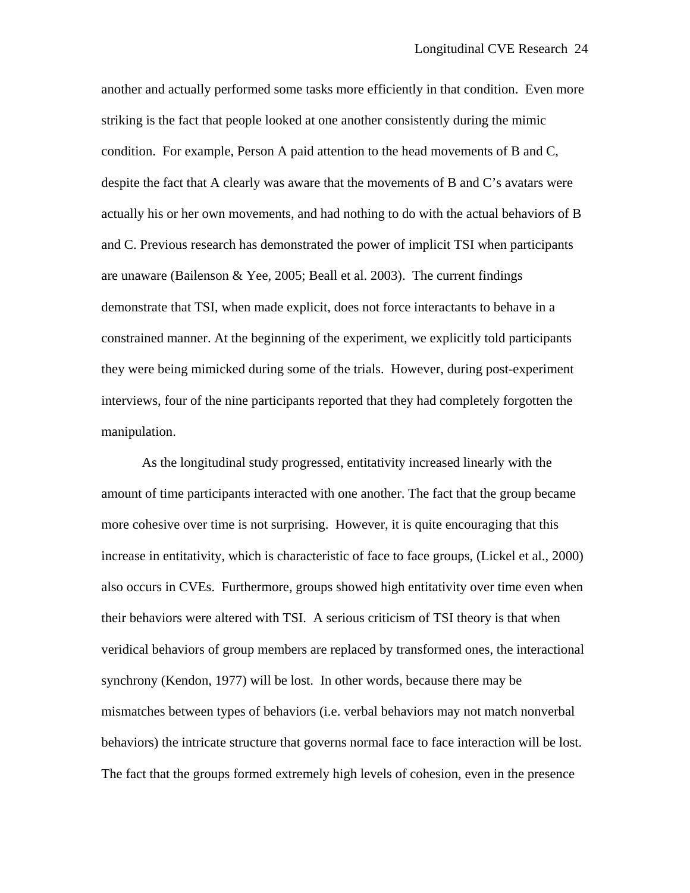another and actually performed some tasks more efficiently in that condition. Even more striking is the fact that people looked at one another consistently during the mimic condition. For example, Person A paid attention to the head movements of B and C, despite the fact that A clearly was aware that the movements of B and C's avatars were actually his or her own movements, and had nothing to do with the actual behaviors of B and C. Previous research has demonstrated the power of implicit TSI when participants are unaware (Bailenson & Yee, 2005; Beall et al. 2003). The current findings demonstrate that TSI, when made explicit, does not force interactants to behave in a constrained manner. At the beginning of the experiment, we explicitly told participants they were being mimicked during some of the trials. However, during post-experiment interviews, four of the nine participants reported that they had completely forgotten the manipulation.

As the longitudinal study progressed, entitativity increased linearly with the amount of time participants interacted with one another. The fact that the group became more cohesive over time is not surprising. However, it is quite encouraging that this increase in entitativity, which is characteristic of face to face groups, (Lickel et al., 2000) also occurs in CVEs. Furthermore, groups showed high entitativity over time even when their behaviors were altered with TSI. A serious criticism of TSI theory is that when veridical behaviors of group members are replaced by transformed ones, the interactional synchrony (Kendon, 1977) will be lost. In other words, because there may be mismatches between types of behaviors (i.e. verbal behaviors may not match nonverbal behaviors) the intricate structure that governs normal face to face interaction will be lost. The fact that the groups formed extremely high levels of cohesion, even in the presence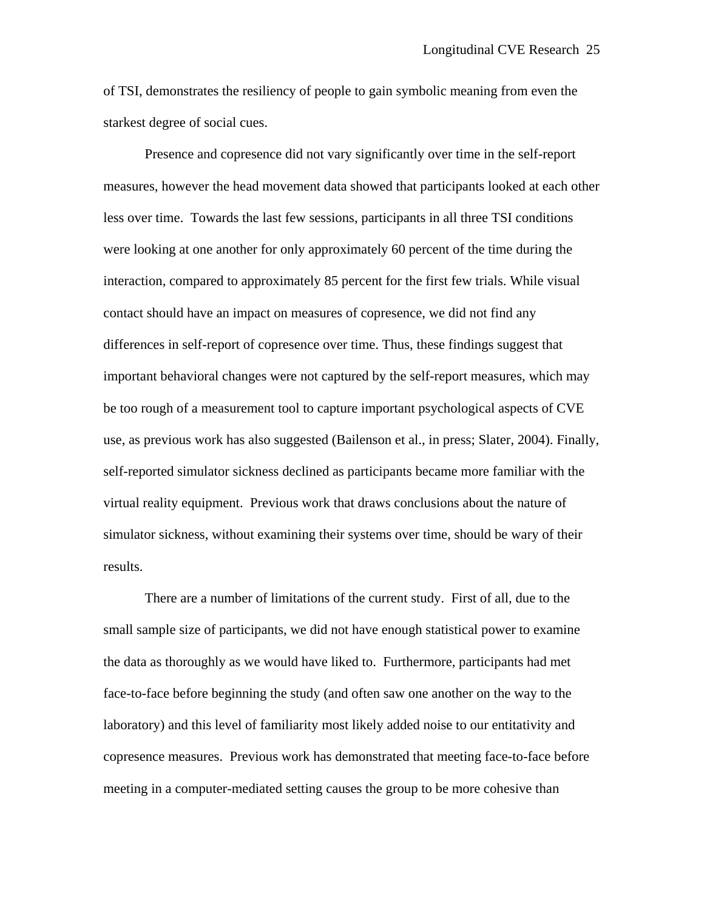of TSI, demonstrates the resiliency of people to gain symbolic meaning from even the starkest degree of social cues.

Presence and copresence did not vary significantly over time in the self-report measures, however the head movement data showed that participants looked at each other less over time. Towards the last few sessions, participants in all three TSI conditions were looking at one another for only approximately 60 percent of the time during the interaction, compared to approximately 85 percent for the first few trials. While visual contact should have an impact on measures of copresence, we did not find any differences in self-report of copresence over time. Thus, these findings suggest that important behavioral changes were not captured by the self-report measures, which may be too rough of a measurement tool to capture important psychological aspects of CVE use, as previous work has also suggested (Bailenson et al., in press; Slater, 2004). Finally, self-reported simulator sickness declined as participants became more familiar with the virtual reality equipment. Previous work that draws conclusions about the nature of simulator sickness, without examining their systems over time, should be wary of their results.

There are a number of limitations of the current study. First of all, due to the small sample size of participants, we did not have enough statistical power to examine the data as thoroughly as we would have liked to. Furthermore, participants had met face-to-face before beginning the study (and often saw one another on the way to the laboratory) and this level of familiarity most likely added noise to our entitativity and copresence measures. Previous work has demonstrated that meeting face-to-face before meeting in a computer-mediated setting causes the group to be more cohesive than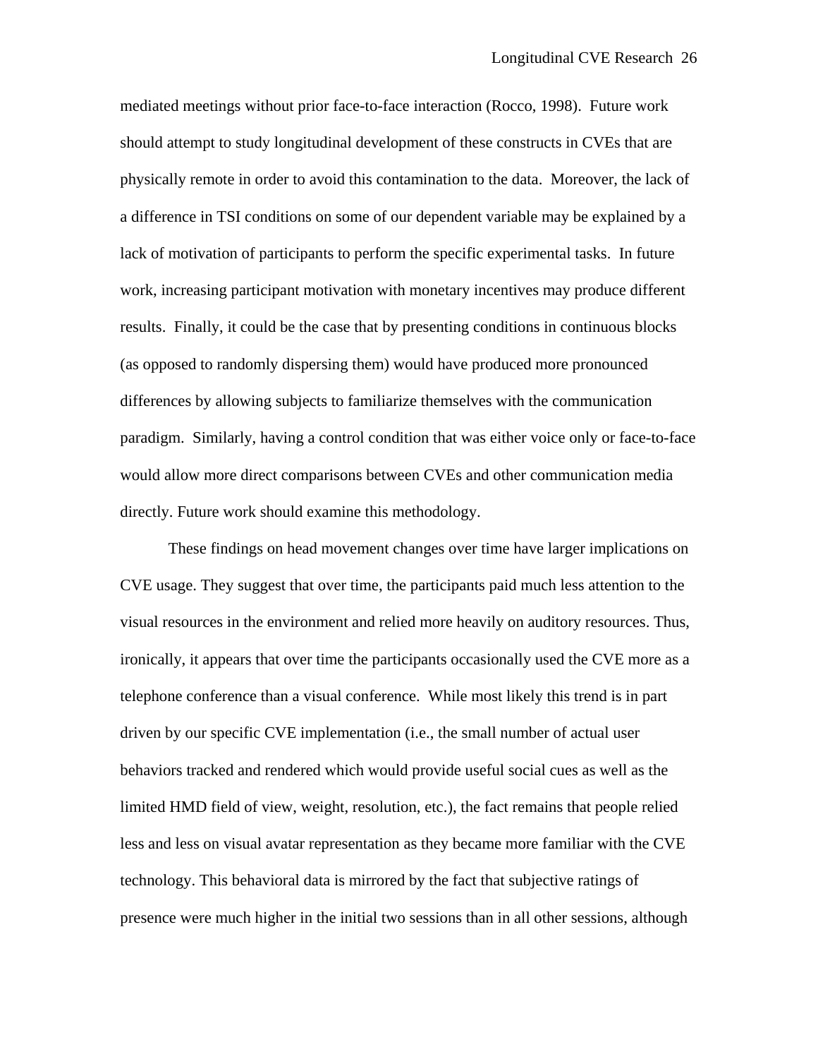mediated meetings without prior face-to-face interaction (Rocco, 1998). Future work should attempt to study longitudinal development of these constructs in CVEs that are physically remote in order to avoid this contamination to the data. Moreover, the lack of a difference in TSI conditions on some of our dependent variable may be explained by a lack of motivation of participants to perform the specific experimental tasks. In future work, increasing participant motivation with monetary incentives may produce different results. Finally, it could be the case that by presenting conditions in continuous blocks (as opposed to randomly dispersing them) would have produced more pronounced differences by allowing subjects to familiarize themselves with the communication paradigm. Similarly, having a control condition that was either voice only or face-to-face would allow more direct comparisons between CVEs and other communication media directly. Future work should examine this methodology.

These findings on head movement changes over time have larger implications on CVE usage. They suggest that over time, the participants paid much less attention to the visual resources in the environment and relied more heavily on auditory resources. Thus, ironically, it appears that over time the participants occasionally used the CVE more as a telephone conference than a visual conference. While most likely this trend is in part driven by our specific CVE implementation (i.e., the small number of actual user behaviors tracked and rendered which would provide useful social cues as well as the limited HMD field of view, weight, resolution, etc.), the fact remains that people relied less and less on visual avatar representation as they became more familiar with the CVE technology. This behavioral data is mirrored by the fact that subjective ratings of presence were much higher in the initial two sessions than in all other sessions, although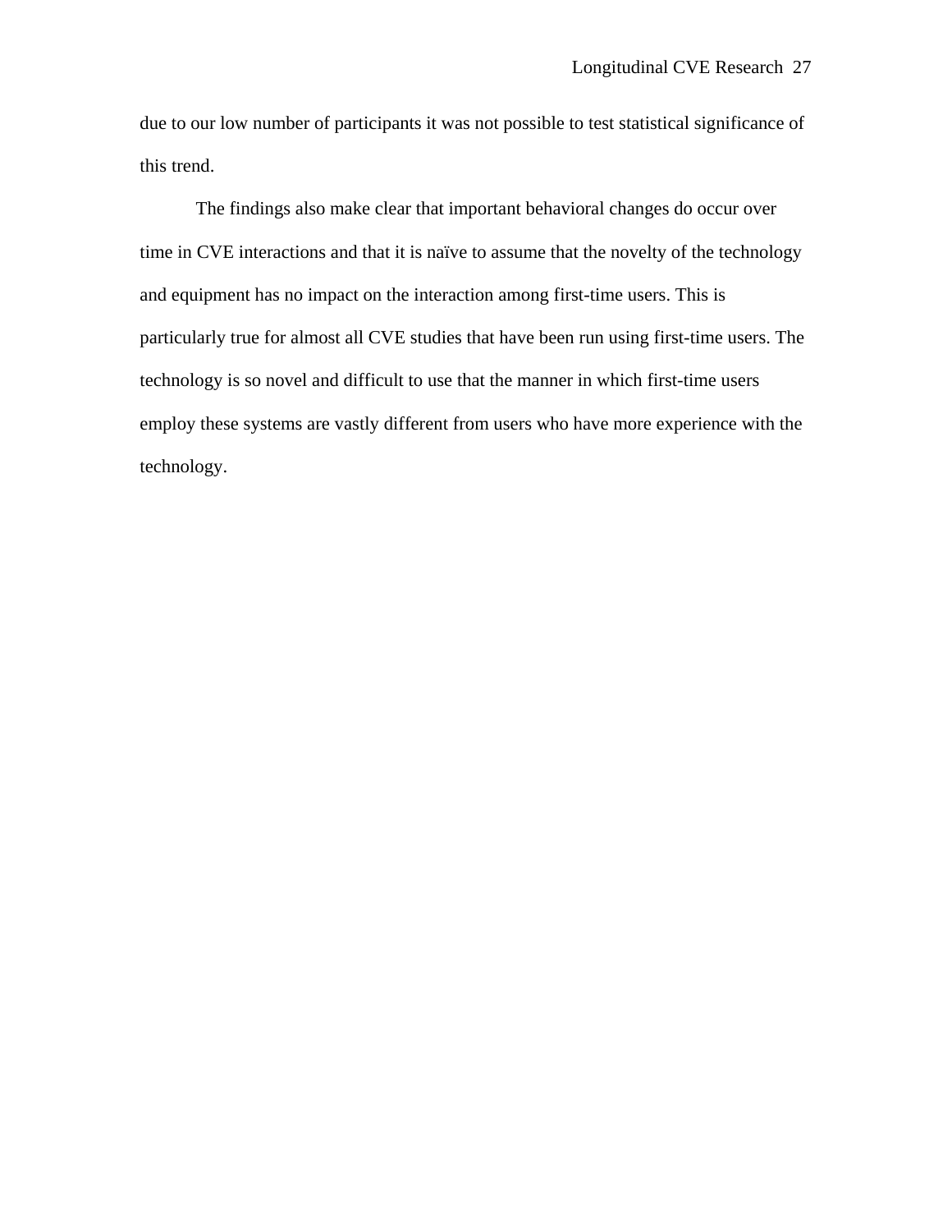due to our low number of participants it was not possible to test statistical significance of this trend.

The findings also make clear that important behavioral changes do occur over time in CVE interactions and that it is naïve to assume that the novelty of the technology and equipment has no impact on the interaction among first-time users. This is particularly true for almost all CVE studies that have been run using first-time users. The technology is so novel and difficult to use that the manner in which first-time users employ these systems are vastly different from users who have more experience with the technology.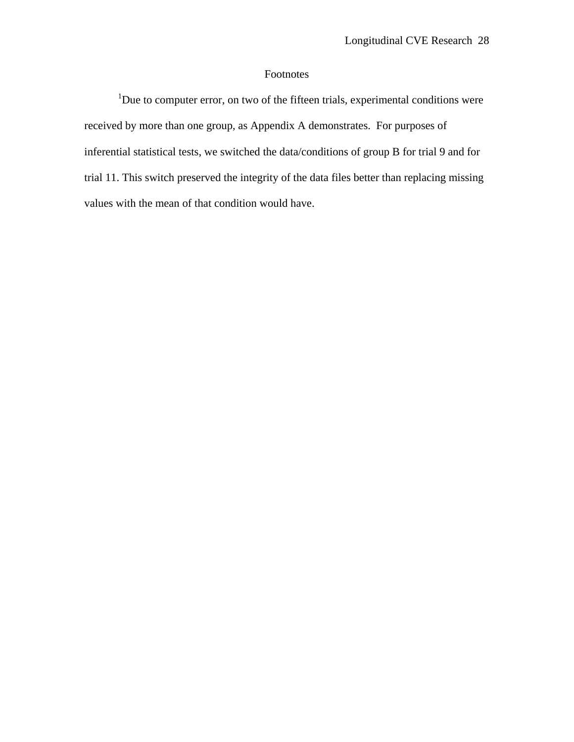# Footnotes

[1]Due to computer error, on two of the fifteen trials, experimental conditions were received by more than one group, as Appendix A demonstrates. For purposes of inferential statistical tests, we switched the data/conditions of group B for trial 9 and for trial 11. This switch preserved the integrity of the data files better than replacing missing values with the mean of that condition would have.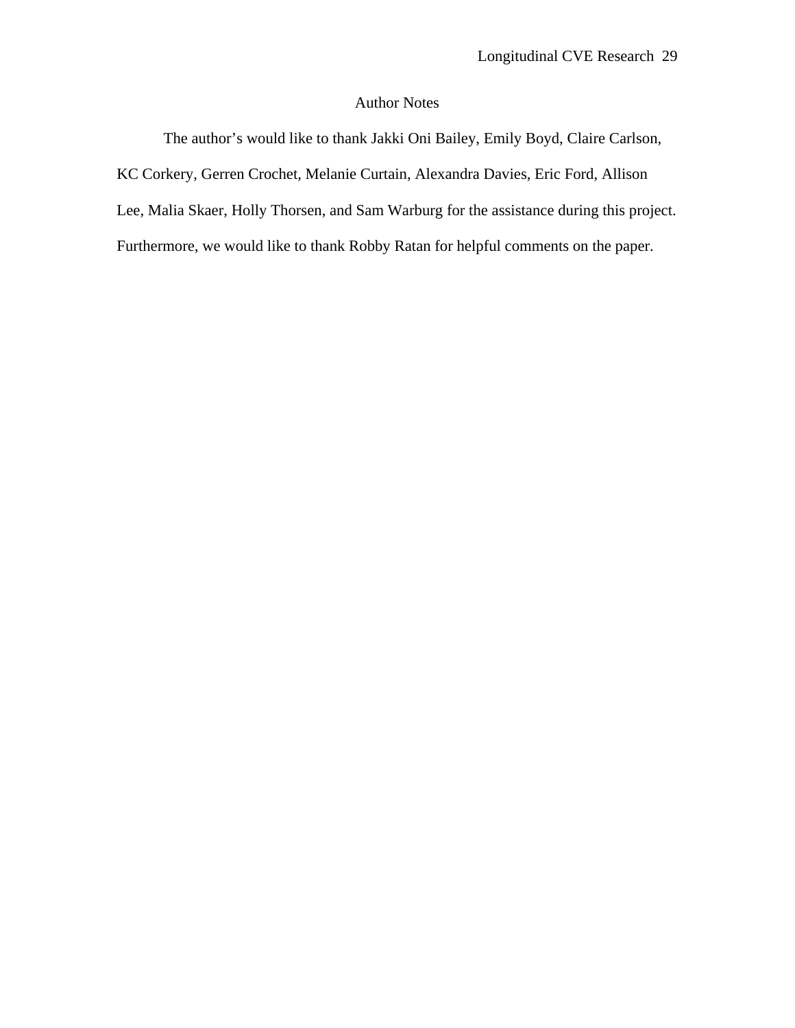# Author Notes

The author's would like to thank Jakki Oni Bailey, Emily Boyd, Claire Carlson, KC Corkery, Gerren Crochet, Melanie Curtain, Alexandra Davies, Eric Ford, Allison Lee, Malia Skaer, Holly Thorsen, and Sam Warburg for the assistance during this project. Furthermore, we would like to thank Robby Ratan for helpful comments on the paper.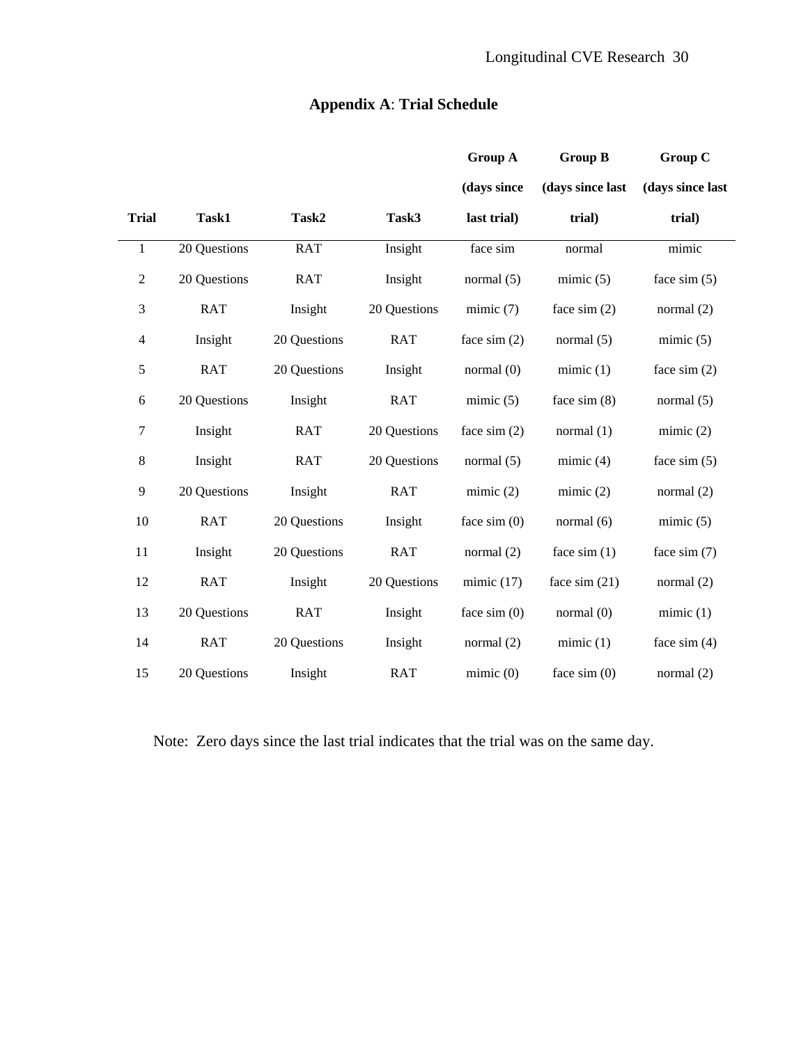# Appendix A: Trial Schedule

| Trial | Task1 | Task2 | Task3 | Group A (days since last trial) | Group B (days since last trial) | Group C (days since last trial) |
|---|---|---|---|---|---|---|
| 1 | 20 Questions | RAT | Insight | face sim | normal | mimic |
| 2 | 20 Questions | RAT | Insight | normal (5) | mimic (5) | face sim (5) |
| 3 | RAT | Insight | 20 Questions | mimic (7) | face sim (2) | normal (2) |
| 4 | Insight | 20 Questions | RAT | face sim (2) | normal (5) | mimic (5) |
| 5 | RAT | 20 Questions | Insight | normal (0) | mimic (1) | face sim (2) |
| 6 | 20 Questions | Insight | RAT | mimic (5) | face sim (8) | normal (5) |
| 7 | Insight | RAT | 20 Questions | face sim (2) | normal (1) | mimic (2) |
| 8 | Insight | RAT | 20 Questions | normal (5) | mimic (4) | face sim (5) |
| 9 | 20 Questions | Insight | RAT | mimic (2) | mimic (2) | normal (2) |
| 10 | RAT | 20 Questions | Insight | face sim (0) | normal (6) | mimic (5) |
| 11 | Insight | 20 Questions | RAT | normal (2) | face sim (1) | face sim (7) |
| 12 | RAT | Insight | 20 Questions | mimic (17) | face sim (21) | normal (2) |
| 13 | 20 Questions | RAT | Insight | face sim (0) | normal (0) | mimic (1) |
| 14 | RAT | 20 Questions | Insight | normal (2) | mimic (1) | face sim (4) |
| 15 | 20 Questions | Insight | RAT | mimic (0) | face sim (0) | normal (2) |

Note: Zero days since the last trial indicates that the trial was on the same day.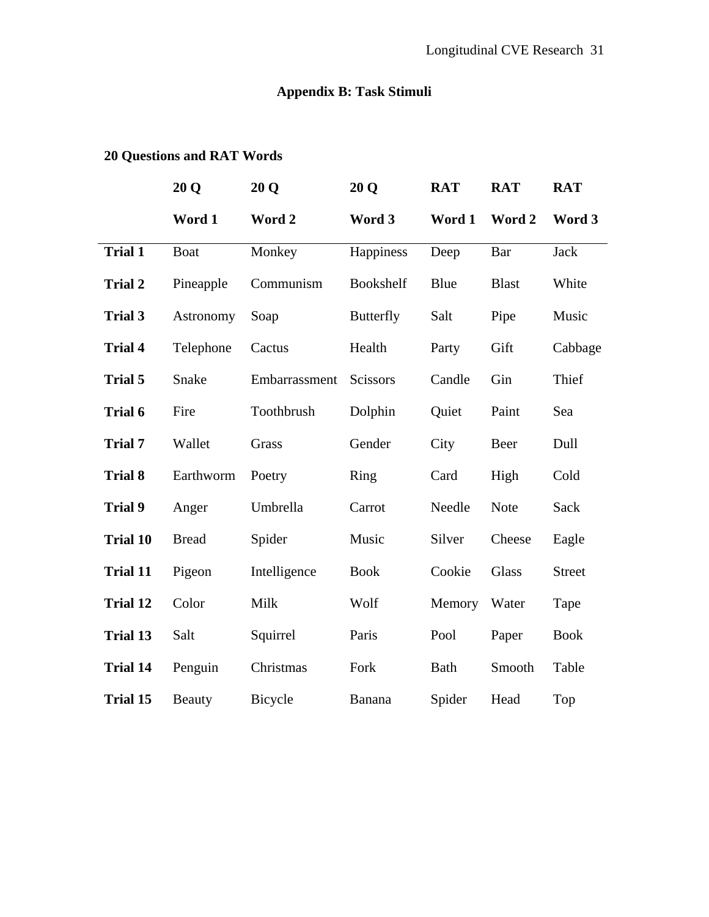# Appendix B: Task Stimuli

**20 Questions and RAT Words**

| | 20 Q Word 1 | 20 Q Word 2 | 20 Q Word 3 | RAT Word 1 | RAT Word 2 | RAT Word 3 |
|---|---|---|---|---|---|---|
| **Trial 1** | Boat | Monkey | Happiness | Deep | Bar | Jack |
| **Trial 2** | Pineapple | Communism | Bookshelf | Blue | Blast | White |
| **Trial 3** | Astronomy | Soap | Butterfly | Salt | Pipe | Music |
| **Trial 4** | Telephone | Cactus | Health | Party | Gift | Cabbage |
| **Trial 5** | Snake | Embarrassment | Scissors | Candle | Gin | Thief |
| **Trial 6** | Fire | Toothbrush | Dolphin | Quiet | Paint | Sea |
| **Trial 7** | Wallet | Grass | Gender | City | Beer | Dull |
| **Trial 8** | Earthworm | Poetry | Ring | Card | High | Cold |
| **Trial 9** | Anger | Umbrella | Carrot | Needle | Note | Sack |
| **Trial 10** | Bread | Spider | Music | Silver | Cheese | Eagle |
| **Trial 11** | Pigeon | Intelligence | Book | Cookie | Glass | Street |
| **Trial 12** | Color | Milk | Wolf | Memory | Water | Tape |
| **Trial 13** | Salt | Squirrel | Paris | Pool | Paper | Book |
| **Trial 14** | Penguin | Christmas | Fork | Bath | Smooth | Table |
| **Trial 15** | Beauty | Bicycle | Banana | Spider | Head | Top |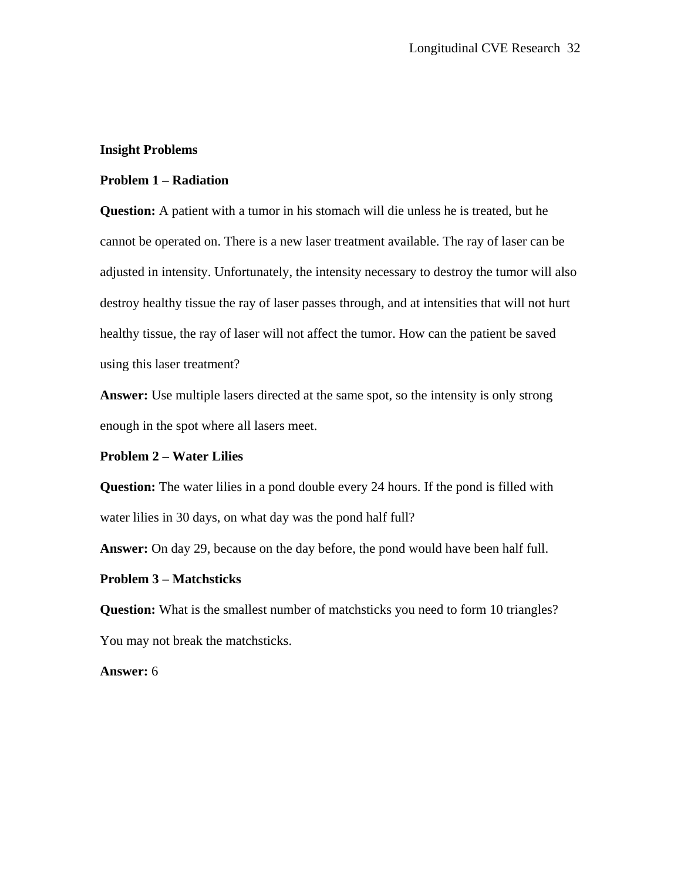**Insight Problems**

**Problem 1 – Radiation**

**Question:** A patient with a tumor in his stomach will die unless he is treated, but he cannot be operated on. There is a new laser treatment available. The ray of laser can be adjusted in intensity. Unfortunately, the intensity necessary to destroy the tumor will also destroy healthy tissue the ray of laser passes through, and at intensities that will not hurt healthy tissue, the ray of laser will not affect the tumor. How can the patient be saved using this laser treatment?

**Answer:** Use multiple lasers directed at the same spot, so the intensity is only strong enough in the spot where all lasers meet.

**Problem 2 – Water Lilies**

**Question:** The water lilies in a pond double every 24 hours. If the pond is filled with water lilies in 30 days, on what day was the pond half full?

**Answer:** On day 29, because on the day before, the pond would have been half full.

**Problem 3 – Matchsticks**

**Question:** What is the smallest number of matchsticks you need to form 10 triangles? You may not break the matchsticks.

**Answer:** 6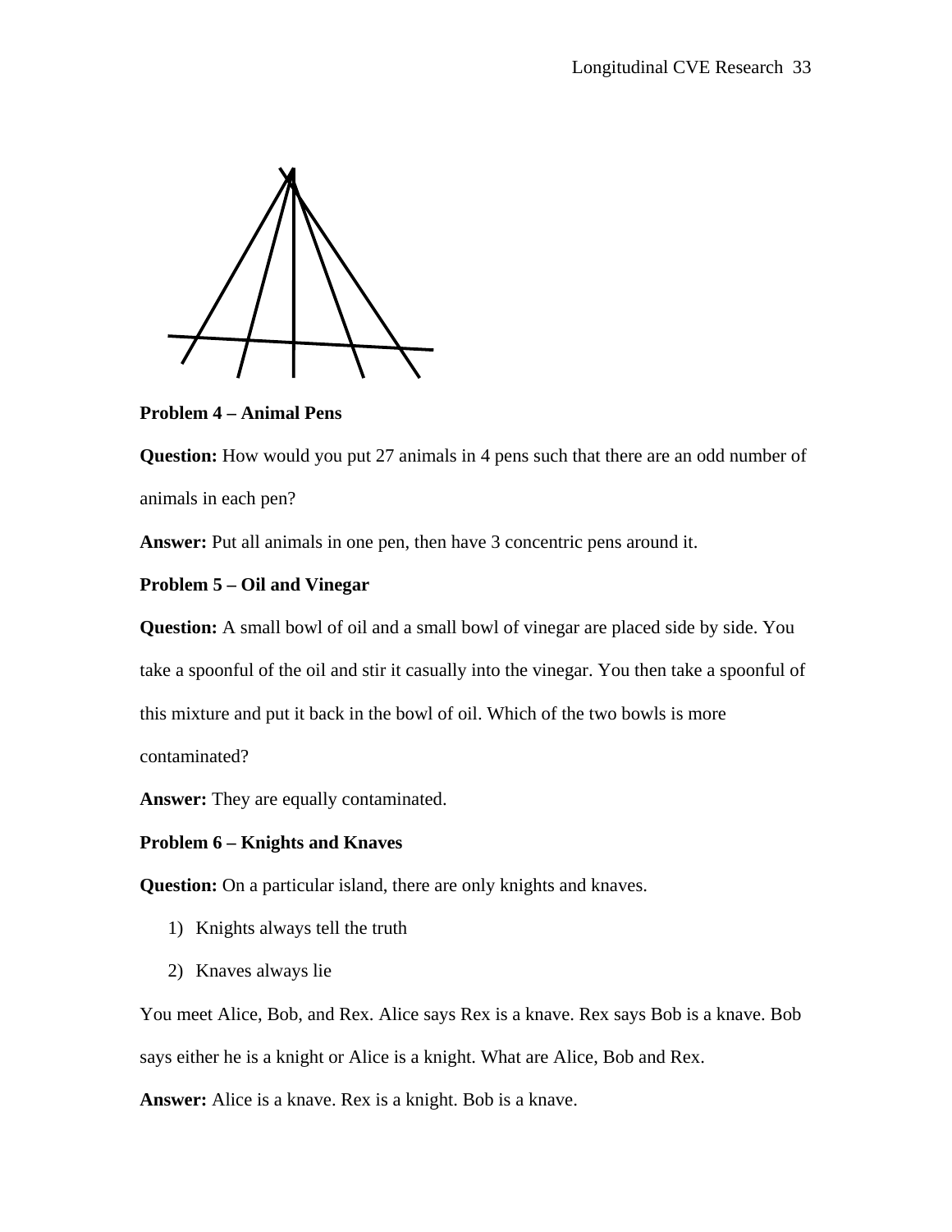**Problem 4 – Animal Pens**

**Question:** How would you put 27 animals in 4 pens such that there are an odd number of animals in each pen?

**Answer:** Put all animals in one pen, then have 3 concentric pens around it.

**Problem 5 – Oil and Vinegar**

**Question:** A small bowl of oil and a small bowl of vinegar are placed side by side. You take a spoonful of the oil and stir it casually into the vinegar. You then take a spoonful of this mixture and put it back in the bowl of oil. Which of the two bowls is more contaminated?

**Answer:** They are equally contaminated.

**Problem 6 – Knights and Knaves**

**Question:** On a particular island, there are only knights and knaves.

1) Knights always tell the truth
2) Knaves always lie

You meet Alice, Bob, and Rex. Alice says Rex is a knave. Rex says Bob is a knave. Bob says either he is a knight or Alice is a knight. What are Alice, Bob and Rex.

**Answer:** Alice is a knave. Rex is a knight. Bob is a knave.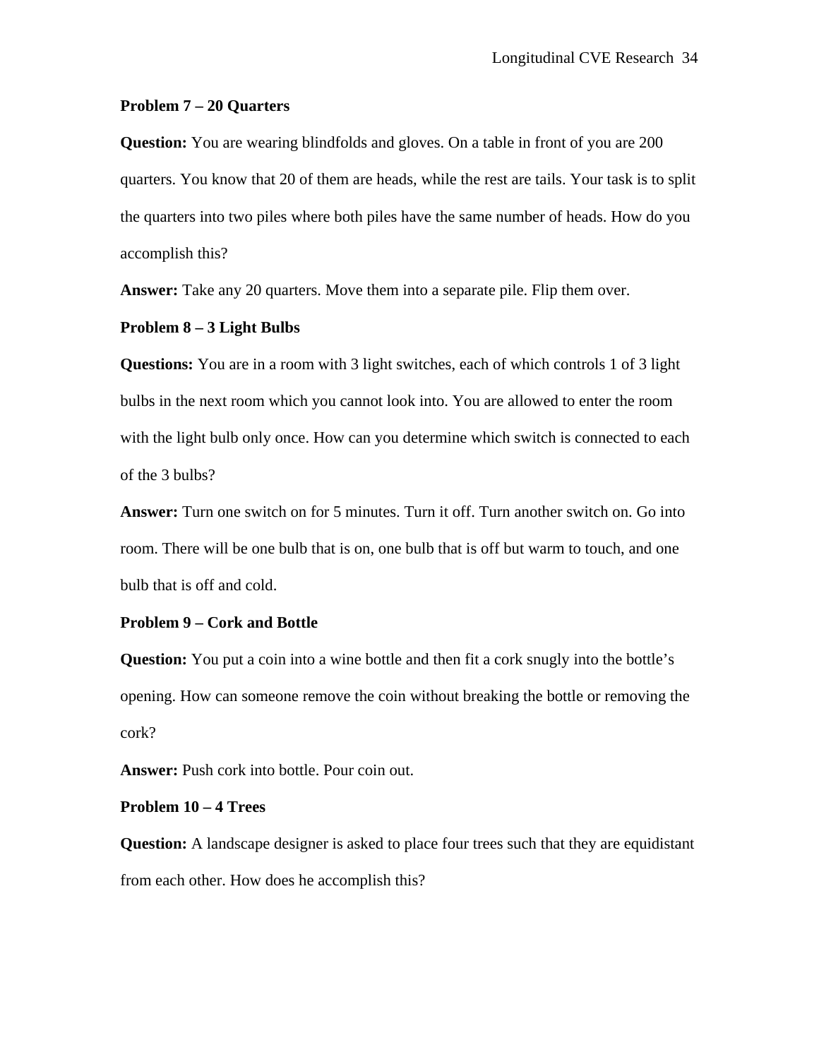**Problem 7 – 20 Quarters**

**Question:** You are wearing blindfolds and gloves. On a table in front of you are 200 quarters. You know that 20 of them are heads, while the rest are tails. Your task is to split the quarters into two piles where both piles have the same number of heads. How do you accomplish this?

**Answer:** Take any 20 quarters. Move them into a separate pile. Flip them over.

**Problem 8 – 3 Light Bulbs**

**Questions:** You are in a room with 3 light switches, each of which controls 1 of 3 light bulbs in the next room which you cannot look into. You are allowed to enter the room with the light bulb only once. How can you determine which switch is connected to each of the 3 bulbs?

**Answer:** Turn one switch on for 5 minutes. Turn it off. Turn another switch on. Go into room. There will be one bulb that is on, one bulb that is off but warm to touch, and one bulb that is off and cold.

**Problem 9 – Cork and Bottle**

**Question:** You put a coin into a wine bottle and then fit a cork snugly into the bottle's opening. How can someone remove the coin without breaking the bottle or removing the cork?

**Answer:** Push cork into bottle. Pour coin out.

**Problem 10 – 4 Trees**

**Question:** A landscape designer is asked to place four trees such that they are equidistant from each other. How does he accomplish this?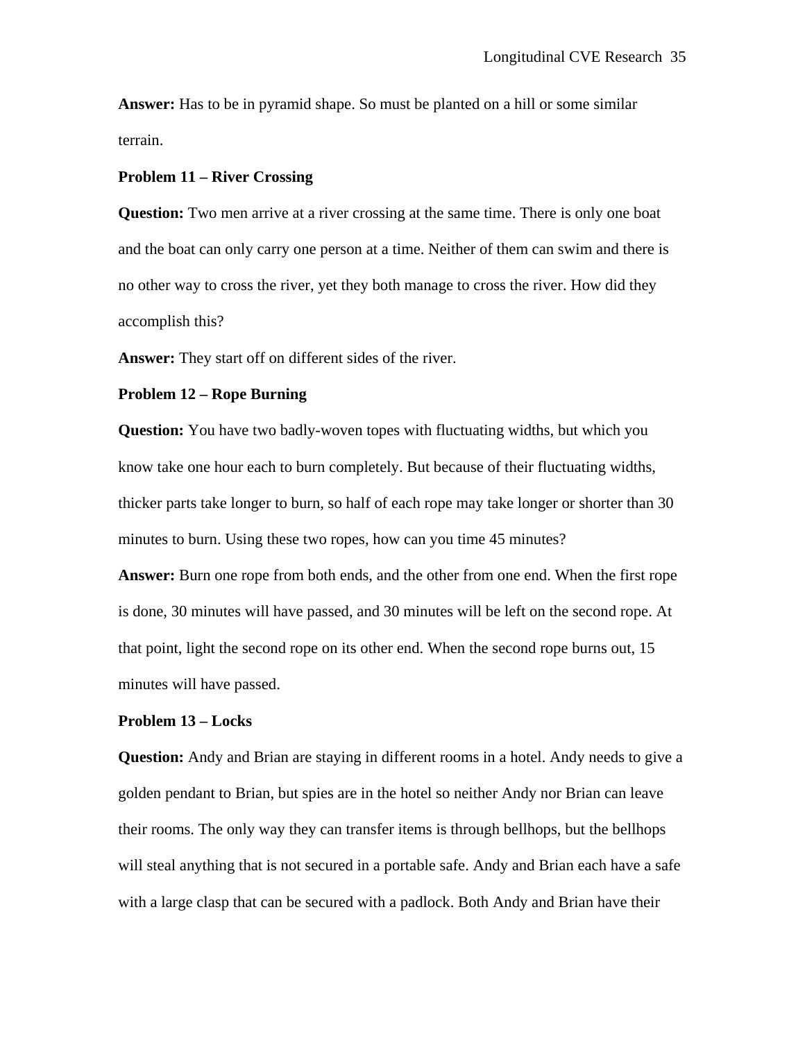**Answer:** Has to be in pyramid shape. So must be planted on a hill or some similar terrain.

**Problem 11 – River Crossing**

**Question:** Two men arrive at a river crossing at the same time. There is only one boat and the boat can only carry one person at a time. Neither of them can swim and there is no other way to cross the river, yet they both manage to cross the river. How did they accomplish this?

**Answer:** They start off on different sides of the river.

**Problem 12 – Rope Burning**

**Question:** You have two badly-woven topes with fluctuating widths, but which you know take one hour each to burn completely. But because of their fluctuating widths, thicker parts take longer to burn, so half of each rope may take longer or shorter than 30 minutes to burn. Using these two ropes, how can you time 45 minutes?

**Answer:** Burn one rope from both ends, and the other from one end. When the first rope is done, 30 minutes will have passed, and 30 minutes will be left on the second rope. At that point, light the second rope on its other end. When the second rope burns out, 15 minutes will have passed.

**Problem 13 – Locks**

**Question:** Andy and Brian are staying in different rooms in a hotel. Andy needs to give a golden pendant to Brian, but spies are in the hotel so neither Andy nor Brian can leave their rooms. The only way they can transfer items is through bellhops, but the bellhops will steal anything that is not secured in a portable safe. Andy and Brian each have a safe with a large clasp that can be secured with a padlock. Both Andy and Brian have their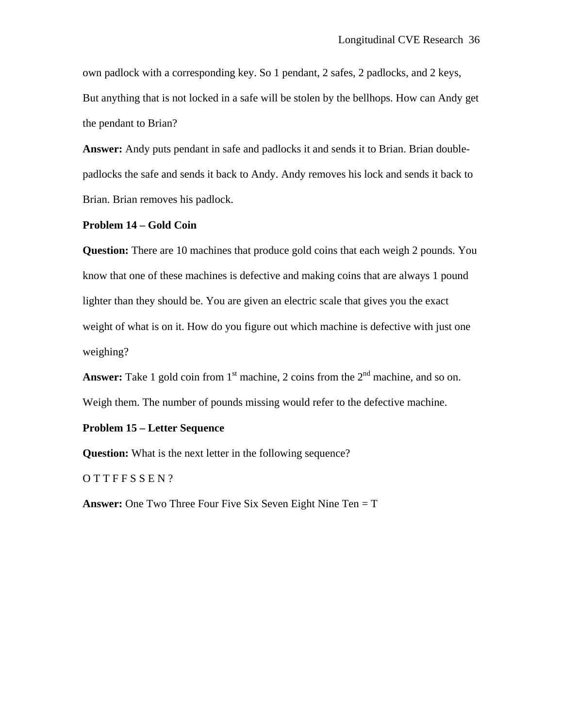own padlock with a corresponding key. So 1 pendant, 2 safes, 2 padlocks, and 2 keys, But anything that is not locked in a safe will be stolen by the bellhops. How can Andy get the pendant to Brian?

**Answer:** Andy puts pendant in safe and padlocks it and sends it to Brian. Brian double-padlocks the safe and sends it back to Andy. Andy removes his lock and sends it back to Brian. Brian removes his padlock.

**Problem 14 – Gold Coin**

**Question:** There are 10 machines that produce gold coins that each weigh 2 pounds. You know that one of these machines is defective and making coins that are always 1 pound lighter than they should be. You are given an electric scale that gives you the exact weight of what is on it. How do you figure out which machine is defective with just one weighing?

**Answer:** Take 1 gold coin from 1st machine, 2 coins from the 2nd machine, and so on. Weigh them. The number of pounds missing would refer to the defective machine.

**Problem 15 – Letter Sequence**

**Question:** What is the next letter in the following sequence?

O T T F F S S E N ?

**Answer:** One Two Three Four Five Six Seven Eight Nine Ten = T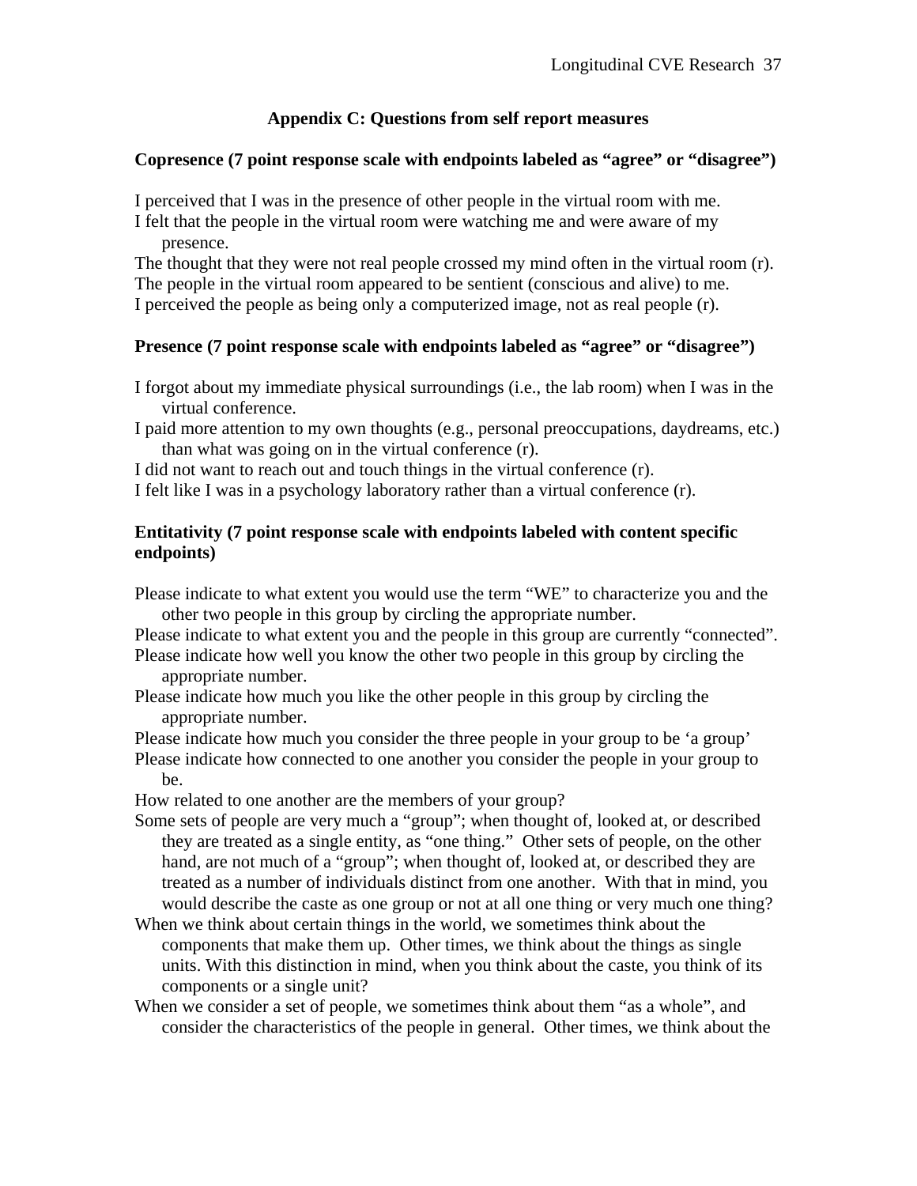## Appendix C: Questions from self report measures

**Copresence (7 point response scale with endpoints labeled as "agree" or "disagree")**

I perceived that I was in the presence of other people in the virtual room with me.
I felt that the people in the virtual room were watching me and were aware of my presence.
The thought that they were not real people crossed my mind often in the virtual room (r).
The people in the virtual room appeared to be sentient (conscious and alive) to me.
I perceived the people as being only a computerized image, not as real people (r).

**Presence (7 point response scale with endpoints labeled as "agree" or "disagree")**

I forgot about my immediate physical surroundings (i.e., the lab room) when I was in the virtual conference.
I paid more attention to my own thoughts (e.g., personal preoccupations, daydreams, etc.) than what was going on in the virtual conference (r).
I did not want to reach out and touch things in the virtual conference (r).
I felt like I was in a psychology laboratory rather than a virtual conference (r).

**Entitativity (7 point response scale with endpoints labeled with content specific endpoints)**

Please indicate to what extent you would use the term "WE" to characterize you and the other two people in this group by circling the appropriate number.
Please indicate to what extent you and the people in this group are currently "connected".
Please indicate how well you know the other two people in this group by circling the appropriate number.
Please indicate how much you like the other people in this group by circling the appropriate number.
Please indicate how much you consider the three people in your group to be 'a group'
Please indicate how connected to one another you consider the people in your group to be.
How related to one another are the members of your group?
Some sets of people are very much a "group"; when thought of, looked at, or described they are treated as a single entity, as "one thing." Other sets of people, on the other hand, are not much of a "group"; when thought of, looked at, or described they are treated as a number of individuals distinct from one another. With that in mind, you would describe the caste as one group or not at all one thing or very much one thing?
When we think about certain things in the world, we sometimes think about the components that make them up. Other times, we think about the things as single units. With this distinction in mind, when you think about the caste, you think of its components or a single unit?
When we consider a set of people, we sometimes think about them "as a whole", and consider the characteristics of the people in general. Other times, we think about the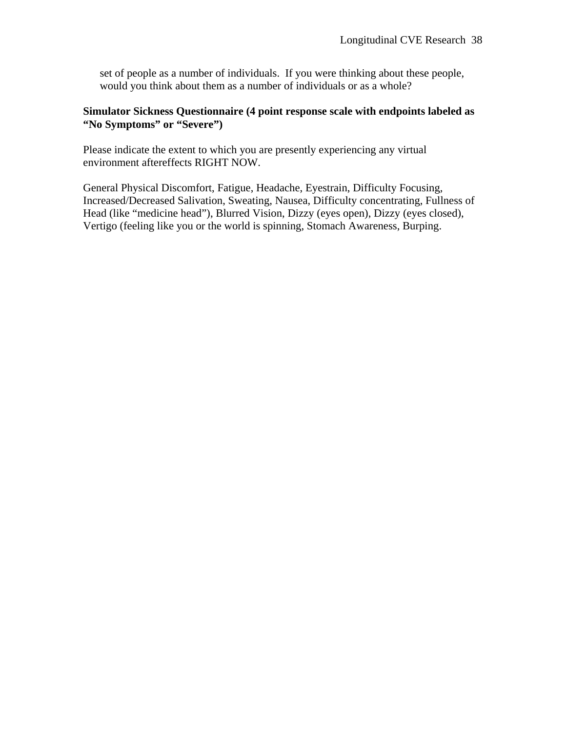set of people as a number of individuals. If you were thinking about these people, would you think about them as a number of individuals or as a whole?

**Simulator Sickness Questionnaire (4 point response scale with endpoints labeled as "No Symptoms" or "Severe")**

Please indicate the extent to which you are presently experiencing any virtual environment aftereffects RIGHT NOW.

General Physical Discomfort, Fatigue, Headache, Eyestrain, Difficulty Focusing, Increased/Decreased Salivation, Sweating, Nausea, Difficulty concentrating, Fullness of Head (like "medicine head"), Blurred Vision, Dizzy (eyes open), Dizzy (eyes closed), Vertigo (feeling like you or the world is spinning, Stomach Awareness, Burping.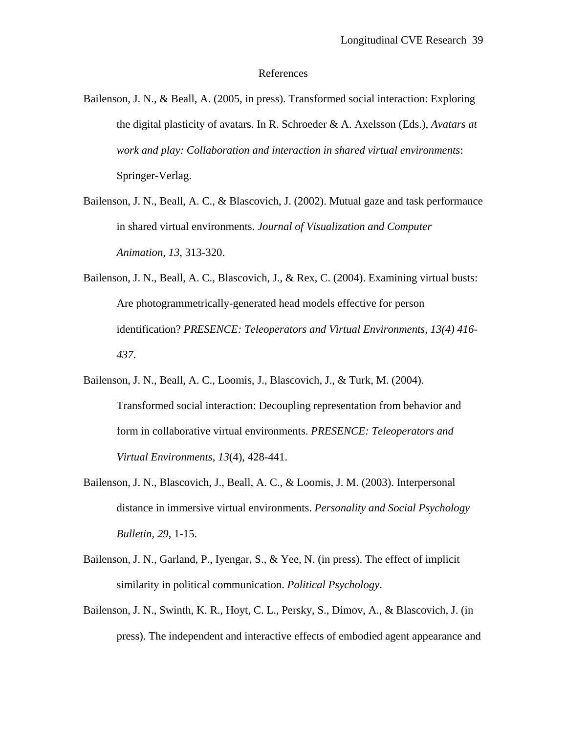# References

Bailenson, J. N., & Beall, A. (2005, in press). Transformed social interaction: Exploring the digital plasticity of avatars. In R. Schroeder & A. Axelsson (Eds.), *Avatars at work and play: Collaboration and interaction in shared virtual environments*: Springer-Verlag.

Bailenson, J. N., Beall, A. C., & Blascovich, J. (2002). Mutual gaze and task performance in shared virtual environments. *Journal of Visualization and Computer Animation, 13*, 313-320.

Bailenson, J. N., Beall, A. C., Blascovich, J., & Rex, C. (2004). Examining virtual busts: Are photogrammetrically-generated head models effective for person identification? *PRESENCE: Teleoperators and Virtual Environments, 13(4) 416-437*.

Bailenson, J. N., Beall, A. C., Loomis, J., Blascovich, J., & Turk, M. (2004). Transformed social interaction: Decoupling representation from behavior and form in collaborative virtual environments. *PRESENCE: Teleoperators and Virtual Environments, 13*(4), 428-441.

Bailenson, J. N., Blascovich, J., Beall, A. C., & Loomis, J. M. (2003). Interpersonal distance in immersive virtual environments. *Personality and Social Psychology Bulletin, 29*, 1-15.

Bailenson, J. N., Garland, P., Iyengar, S., & Yee, N. (in press). The effect of implicit similarity in political communication. *Political Psychology*.

Bailenson, J. N., Swinth, K. R., Hoyt, C. L., Persky, S., Dimov, A., & Blascovich, J. (in press). The independent and interactive effects of embodied agent appearance and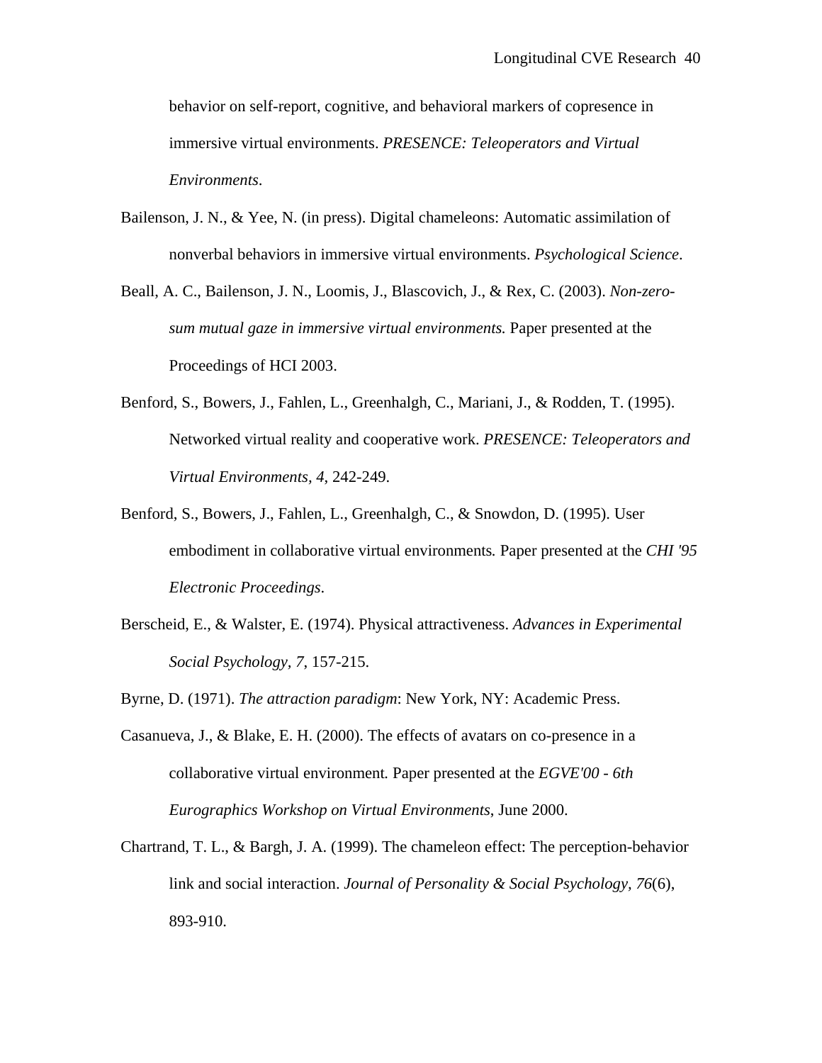behavior on self-report, cognitive, and behavioral markers of copresence in immersive virtual environments. *PRESENCE: Teleoperators and Virtual Environments*.

Bailenson, J. N., & Yee, N. (in press). Digital chameleons: Automatic assimilation of nonverbal behaviors in immersive virtual environments. *Psychological Science*.

Beall, A. C., Bailenson, J. N., Loomis, J., Blascovich, J., & Rex, C. (2003). *Non-zero-sum mutual gaze in immersive virtual environments.* Paper presented at the Proceedings of HCI 2003.

Benford, S., Bowers, J., Fahlen, L., Greenhalgh, C., Mariani, J., & Rodden, T. (1995). Networked virtual reality and cooperative work. *PRESENCE: Teleoperators and Virtual Environments, 4*, 242-249.

Benford, S., Bowers, J., Fahlen, L., Greenhalgh, C., & Snowdon, D. (1995). User embodiment in collaborative virtual environments*.* Paper presented at the *CHI '95 Electronic Proceedings*.

Berscheid, E., & Walster, E. (1974). Physical attractiveness. *Advances in Experimental Social Psychology, 7*, 157-215.

Byrne, D. (1971). *The attraction paradigm*: New York, NY: Academic Press.

Casanueva, J., & Blake, E. H. (2000). The effects of avatars on co-presence in a collaborative virtual environment*.* Paper presented at the *EGVE'00 - 6th Eurographics Workshop on Virtual Environments*, June 2000.

Chartrand, T. L., & Bargh, J. A. (1999). The chameleon effect: The perception-behavior link and social interaction. *Journal of Personality & Social Psychology, 76*(6), 893-910.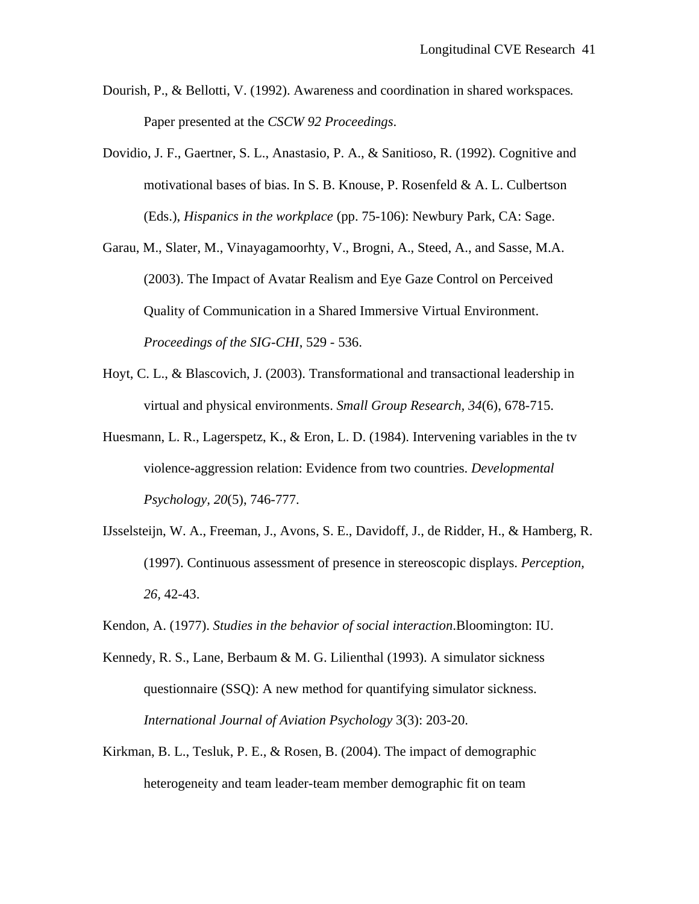Dourish, P., & Bellotti, V. (1992). Awareness and coordination in shared workspaces. Paper presented at the *CSCW 92 Proceedings*.

Dovidio, J. F., Gaertner, S. L., Anastasio, P. A., & Sanitioso, R. (1992). Cognitive and motivational bases of bias. In S. B. Knouse, P. Rosenfeld & A. L. Culbertson (Eds.), *Hispanics in the workplace* (pp. 75-106): Newbury Park, CA: Sage.

Garau, M., Slater, M., Vinayagamoorhty, V., Brogni, A., Steed, A., and Sasse, M.A. (2003). The Impact of Avatar Realism and Eye Gaze Control on Perceived Quality of Communication in a Shared Immersive Virtual Environment. *Proceedings of the SIG-CHI*, 529 - 536.

Hoyt, C. L., & Blascovich, J. (2003). Transformational and transactional leadership in virtual and physical environments. *Small Group Research, 34*(6), 678-715.

Huesmann, L. R., Lagerspetz, K., & Eron, L. D. (1984). Intervening variables in the tv violence-aggression relation: Evidence from two countries. *Developmental Psychology, 20*(5), 746-777.

IJsselsteijn, W. A., Freeman, J., Avons, S. E., Davidoff, J., de Ridder, H., & Hamberg, R. (1997). Continuous assessment of presence in stereoscopic displays. *Perception, 26*, 42-43.

Kendon, A. (1977). *Studies in the behavior of social interaction*.Bloomington: IU.

Kennedy, R. S., Lane, Berbaum & M. G. Lilienthal (1993). A simulator sickness questionnaire (SSQ): A new method for quantifying simulator sickness. *International Journal of Aviation Psychology* 3(3): 203-20.

Kirkman, B. L., Tesluk, P. E., & Rosen, B. (2004). The impact of demographic heterogeneity and team leader-team member demographic fit on team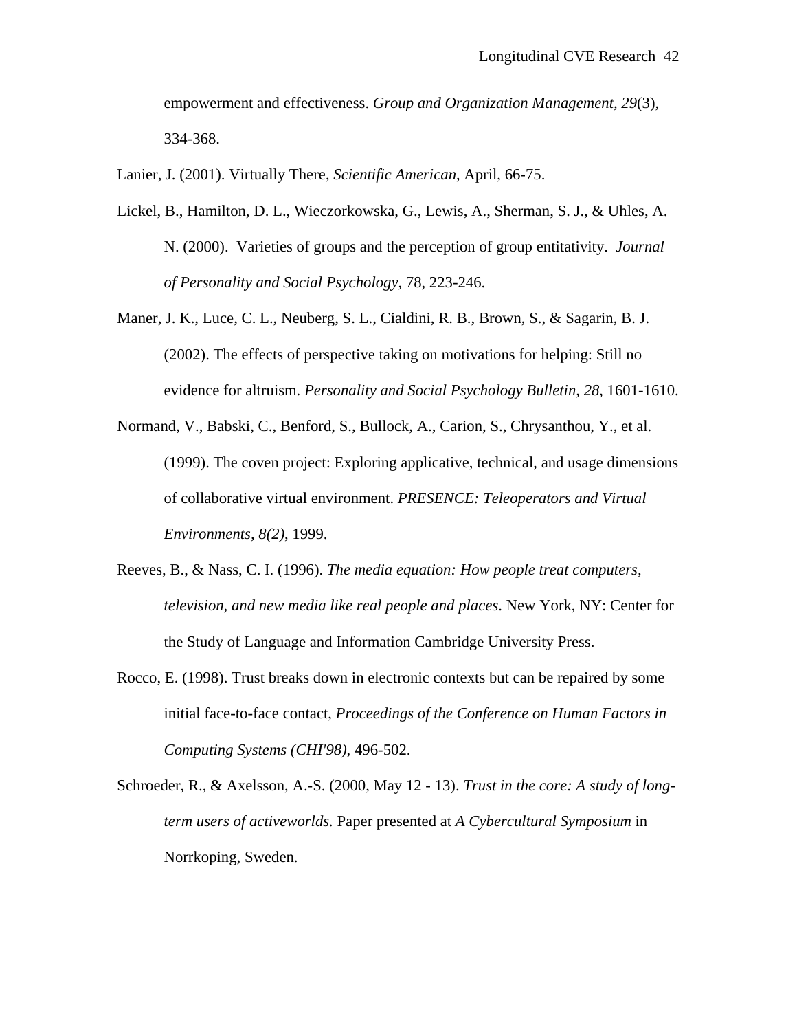empowerment and effectiveness. *Group and Organization Management, 29*(3), 334-368.

Lanier, J. (2001). Virtually There, *Scientific American*, April, 66-75.

Lickel, B., Hamilton, D. L., Wieczorkowska, G., Lewis, A., Sherman, S. J., & Uhles, A. N. (2000). Varieties of groups and the perception of group entitativity. *Journal of Personality and Social Psychology*, 78, 223-246.

Maner, J. K., Luce, C. L., Neuberg, S. L., Cialdini, R. B., Brown, S., & Sagarin, B. J. (2002). The effects of perspective taking on motivations for helping: Still no evidence for altruism. *Personality and Social Psychology Bulletin, 28,* 1601-1610.

Normand, V., Babski, C., Benford, S., Bullock, A., Carion, S., Chrysanthou, Y., et al. (1999). The coven project: Exploring applicative, technical, and usage dimensions of collaborative virtual environment. *PRESENCE: Teleoperators and Virtual Environments, 8(2)*, 1999.

Reeves, B., & Nass, C. I. (1996). *The media equation: How people treat computers, television, and new media like real people and places*. New York, NY: Center for the Study of Language and Information Cambridge University Press.

Rocco, E. (1998). Trust breaks down in electronic contexts but can be repaired by some initial face-to-face contact, *Proceedings of the Conference on Human Factors in Computing Systems (CHI'98)*, 496-502.

Schroeder, R., & Axelsson, A.-S. (2000, May 12 - 13). *Trust in the core: A study of long-term users of activeworlds.* Paper presented at *A Cybercultural Symposium* in Norrkoping, Sweden.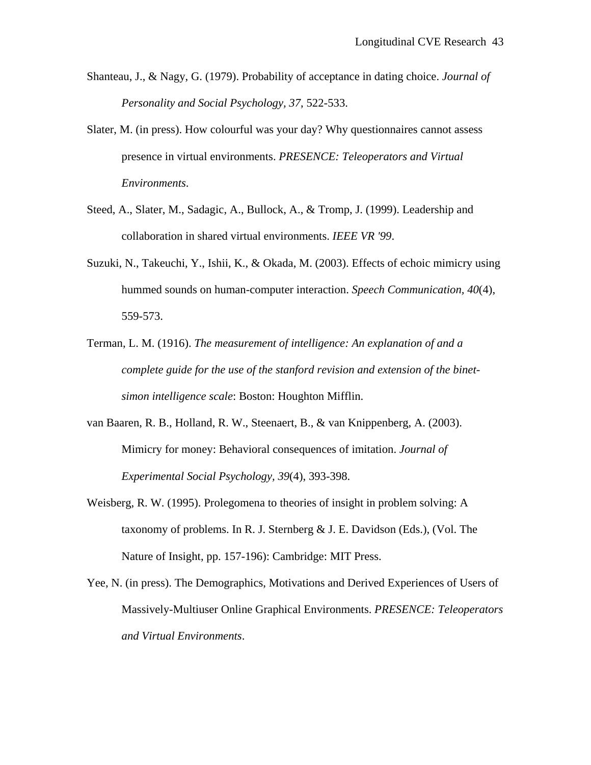Shanteau, J., & Nagy, G. (1979). Probability of acceptance in dating choice. *Journal of Personality and Social Psychology, 37*, 522-533.

Slater, M. (in press). How colourful was your day? Why questionnaires cannot assess presence in virtual environments. *PRESENCE: Teleoperators and Virtual Environments*.

Steed, A., Slater, M., Sadagic, A., Bullock, A., & Tromp, J. (1999). Leadership and collaboration in shared virtual environments. *IEEE VR '99*.

Suzuki, N., Takeuchi, Y., Ishii, K., & Okada, M. (2003). Effects of echoic mimicry using hummed sounds on human-computer interaction. *Speech Communication, 40*(4), 559-573.

Terman, L. M. (1916). *The measurement of intelligence: An explanation of and a complete guide for the use of the stanford revision and extension of the binet-simon intelligence scale*: Boston: Houghton Mifflin.

van Baaren, R. B., Holland, R. W., Steenaert, B., & van Knippenberg, A. (2003). Mimicry for money: Behavioral consequences of imitation. *Journal of Experimental Social Psychology, 39*(4), 393-398.

Weisberg, R. W. (1995). Prolegomena to theories of insight in problem solving: A taxonomy of problems. In R. J. Sternberg & J. E. Davidson (Eds.), (Vol. The Nature of Insight, pp. 157-196): Cambridge: MIT Press.

Yee, N. (in press). The Demographics, Motivations and Derived Experiences of Users of Massively-Multiuser Online Graphical Environments. *PRESENCE: Teleoperators and Virtual Environments*.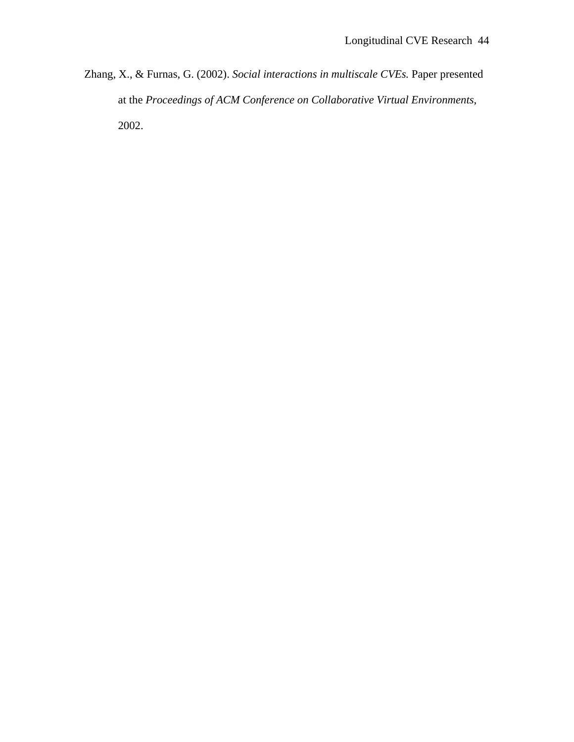Zhang, X., & Furnas, G. (2002). *Social interactions in multiscale CVEs.* Paper presented at the *Proceedings of ACM Conference on Collaborative Virtual Environments*, 2002.